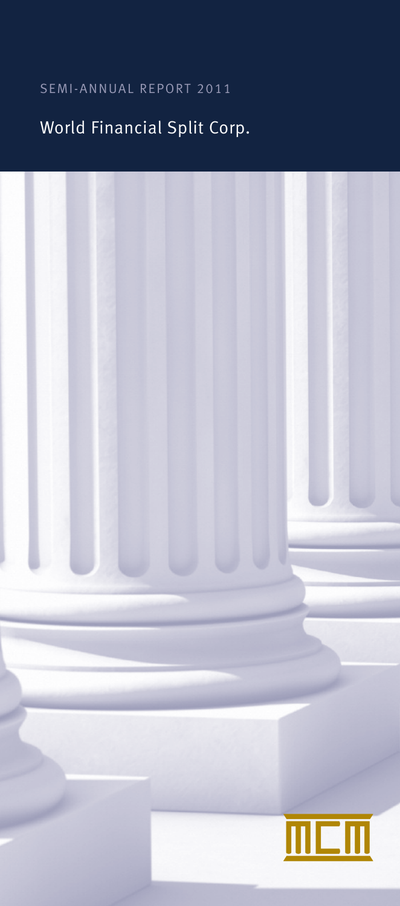SEMI-ANNUAL REPORT 2011

# World Financial Split Corp.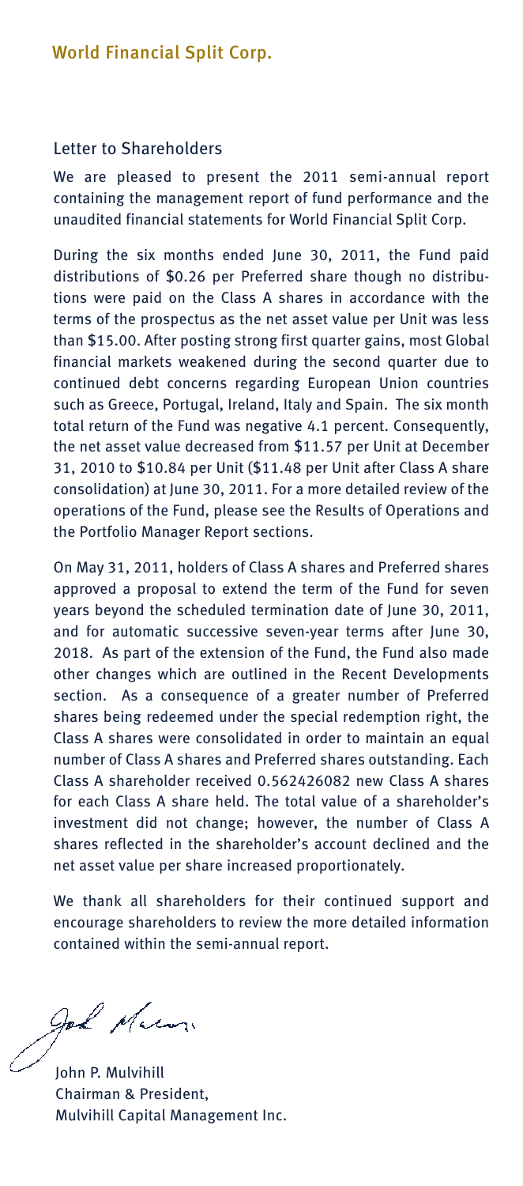# World Financial Split Corp.

## Letter to Shareholders

We are pleased to present the 2011 semi-annual report containing the management report of fund performance and the unaudited financial statements for World Financial Split Corp.

During the six months ended June 30, 2011, the Fund paid distributions of $0.26 per Preferred share though no distributions were paid on the Class A shares in accordance with the terms of the prospectus as the net asset value per Unit was less than $15.00. After posting strong first quarter gains, most Global financial markets weakened during the second quarter due to continued debt concerns regarding European Union countries such as Greece, Portugal, Ireland, Italy and Spain. The six month total return of the Fund was negative 4.1 percent. Consequently, the net asset value decreased from $11.57 per Unit at December 31, 2010 to $10.84 per Unit ($11.48 per Unit after Class A share consolidation) at June 30, 2011. For a more detailed review of the operations of the Fund, please see the Results of Operations and the Portfolio Manager Report sections.

On May 31, 2011, holders of Class A shares and Preferred shares approved a proposal to extend the term of the Fund for seven years beyond the scheduled termination date of June 30, 2011, and for automatic successive seven-year terms after June 30, 2018. As part of the extension of the Fund, the Fund also made other changes which are outlined in the Recent Developments section. As a consequence of a greater number of Preferred shares being redeemed under the special redemption right, the Class A shares were consolidated in order to maintain an equal number of Class A shares and Preferred shares outstanding. Each Class A shareholder received 0.562426082 new Class A shares for each Class A share held. The total value of a shareholder's investment did not change; however, the number of Class A shares reflected in the shareholder's account declined and the net asset value per share increased proportionately.

We thank all shareholders for their continued support and encourage shareholders to review the more detailed information contained within the semi-annual report.

John P. Mulvihill
Chairman & President,
Mulvihill Capital Management Inc.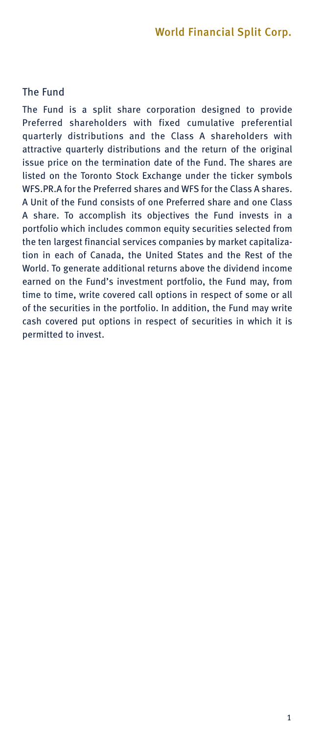## The Fund

The Fund is a split share corporation designed to provide Preferred shareholders with fixed cumulative preferential quarterly distributions and the Class A shareholders with attractive quarterly distributions and the return of the original issue price on the termination date of the Fund. The shares are listed on the Toronto Stock Exchange under the ticker symbols WFS.PR.A for the Preferred shares and WFS for the Class A shares. A Unit of the Fund consists of one Preferred share and one Class A share. To accomplish its objectives the Fund invests in a portfolio which includes common equity securities selected from the ten largest financial services companies by market capitalization in each of Canada, the United States and the Rest of the World. To generate additional returns above the dividend income earned on the Fund's investment portfolio, the Fund may, from time to time, write covered call options in respect of some or all of the securities in the portfolio. In addition, the Fund may write cash covered put options in respect of securities in which it is permitted to invest.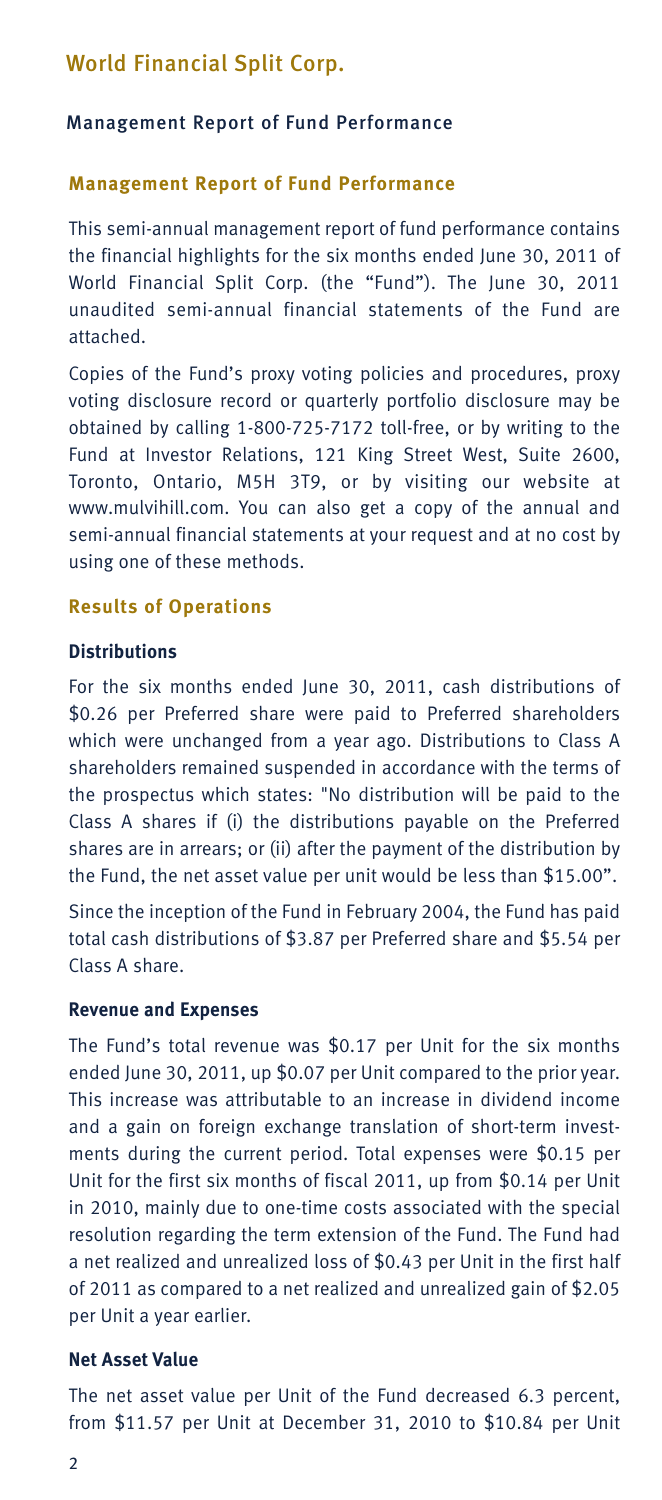# Management Report of Fund Performance

This semi-annual management report of fund performance contains the financial highlights for the six months ended June 30, 2011 of World Financial Split Corp. (the "Fund"). The June 30, 2011 unaudited semi-annual financial statements of the Fund are attached.

Copies of the Fund's proxy voting policies and procedures, proxy voting disclosure record or quarterly portfolio disclosure may be obtained by calling 1-800-725-7172 toll-free, or by writing to the Fund at Investor Relations, 121 King Street West, Suite 2600, Toronto, Ontario, M5H 3T9, or by visiting our website at www.mulvihill.com. You can also get a copy of the annual and semi-annual financial statements at your request and at no cost by using one of these methods.

## Results of Operations

### Distributions

For the six months ended June 30, 2011, cash distributions of $0.26 per Preferred share were paid to Preferred shareholders which were unchanged from a year ago. Distributions to Class A shareholders remained suspended in accordance with the terms of the prospectus which states: "No distribution will be paid to the Class A shares if (i) the distributions payable on the Preferred shares are in arrears; or (ii) after the payment of the distribution by the Fund, the net asset value per unit would be less than $15.00".

Since the inception of the Fund in February 2004, the Fund has paid total cash distributions of $3.87 per Preferred share and $5.54 per Class A share.

### Revenue and Expenses

The Fund's total revenue was $0.17 per Unit for the six months ended June 30, 2011, up $0.07 per Unit compared to the prior year. This increase was attributable to an increase in dividend income and a gain on foreign exchange translation of short-term investments during the current period. Total expenses were $0.15 per Unit for the first six months of fiscal 2011, up from $0.14 per Unit in 2010, mainly due to one-time costs associated with the special resolution regarding the term extension of the Fund. The Fund had a net realized and unrealized loss of $0.43 per Unit in the first half of 2011 as compared to a net realized and unrealized gain of $2.05 per Unit a year earlier.

### Net Asset Value

The net asset value per Unit of the Fund decreased 6.3 percent, from $11.57 per Unit at December 31, 2010 to $10.84 per Unit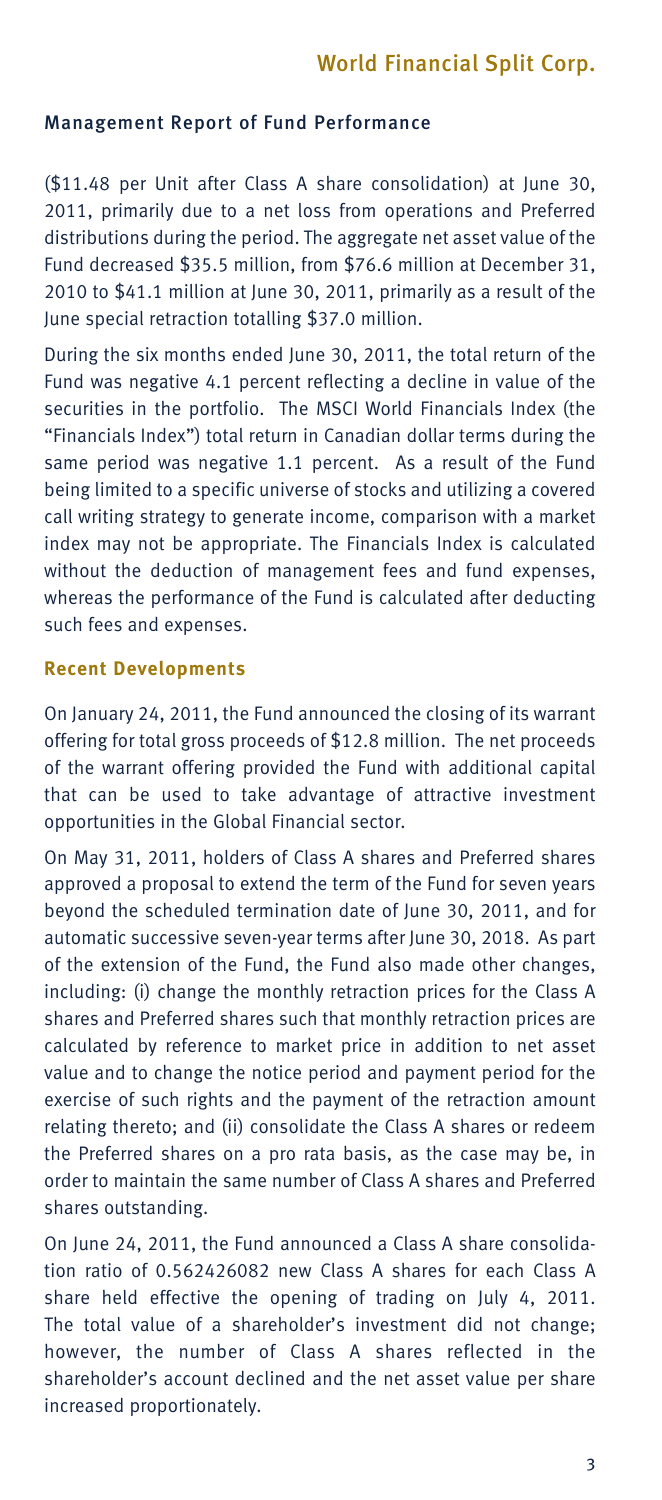## Management Report of Fund Performance

($11.48 per Unit after Class A share consolidation) at June 30, 2011, primarily due to a net loss from operations and Preferred distributions during the period. The aggregate net asset value of the Fund decreased $35.5 million, from $76.6 million at December 31, 2010 to $41.1 million at June 30, 2011, primarily as a result of the June special retraction totalling $37.0 million.

During the six months ended June 30, 2011, the total return of the Fund was negative 4.1 percent reflecting a decline in value of the securities in the portfolio. The MSCI World Financials Index (the "Financials Index") total return in Canadian dollar terms during the same period was negative 1.1 percent. As a result of the Fund being limited to a specific universe of stocks and utilizing a covered call writing strategy to generate income, comparison with a market index may not be appropriate. The Financials Index is calculated without the deduction of management fees and fund expenses, whereas the performance of the Fund is calculated after deducting such fees and expenses.

### Recent Developments

On January 24, 2011, the Fund announced the closing of its warrant offering for total gross proceeds of $12.8 million. The net proceeds of the warrant offering provided the Fund with additional capital that can be used to take advantage of attractive investment opportunities in the Global Financial sector.

On May 31, 2011, holders of Class A shares and Preferred shares approved a proposal to extend the term of the Fund for seven years beyond the scheduled termination date of June 30, 2011, and for automatic successive seven-year terms after June 30, 2018. As part of the extension of the Fund, the Fund also made other changes, including: (i) change the monthly retraction prices for the Class A shares and Preferred shares such that monthly retraction prices are calculated by reference to market price in addition to net asset value and to change the notice period and payment period for the exercise of such rights and the payment of the retraction amount relating thereto; and (ii) consolidate the Class A shares or redeem the Preferred shares on a pro rata basis, as the case may be, in order to maintain the same number of Class A shares and Preferred shares outstanding.

On June 24, 2011, the Fund announced a Class A share consolidation ratio of 0.562426082 new Class A shares for each Class A share held effective the opening of trading on July 4, 2011. The total value of a shareholder's investment did not change; however, the number of Class A shares reflected in the shareholder's account declined and the net asset value per share increased proportionately.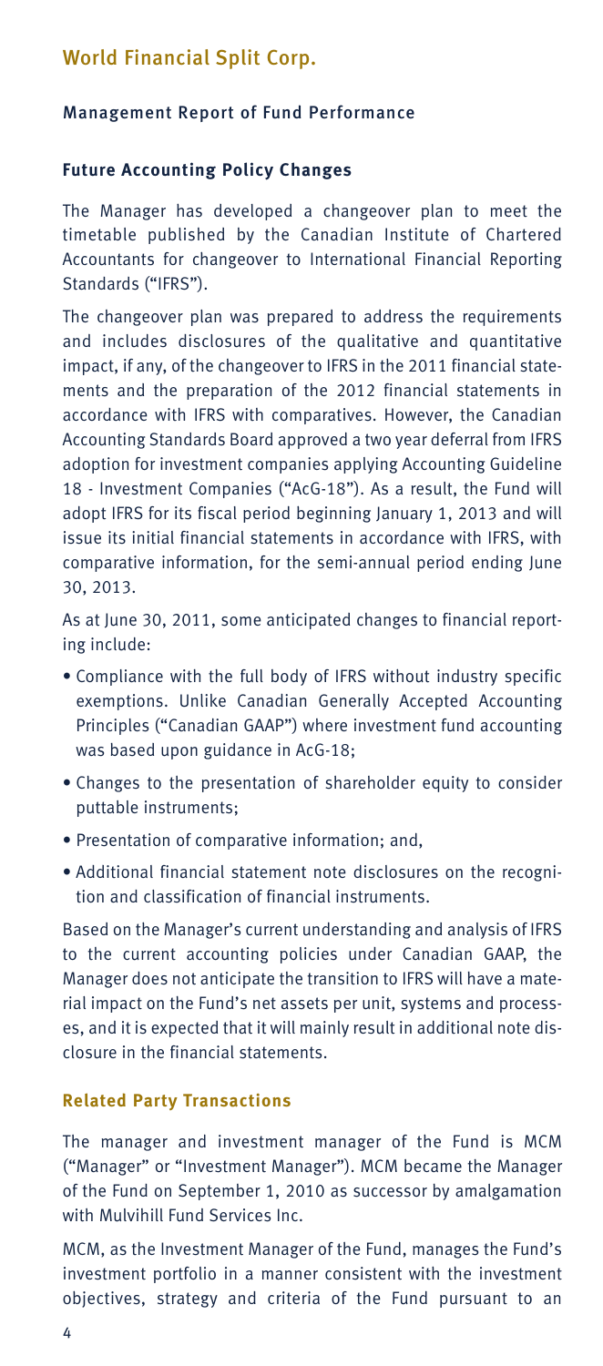# World Financial Split Corp.

## Management Report of Fund Performance

### Future Accounting Policy Changes

The Manager has developed a changeover plan to meet the timetable published by the Canadian Institute of Chartered Accountants for changeover to International Financial Reporting Standards ("IFRS").

The changeover plan was prepared to address the requirements and includes disclosures of the qualitative and quantitative impact, if any, of the changeover to IFRS in the 2011 financial statements and the preparation of the 2012 financial statements in accordance with IFRS with comparatives. However, the Canadian Accounting Standards Board approved a two year deferral from IFRS adoption for investment companies applying Accounting Guideline 18 - Investment Companies ("AcG-18"). As a result, the Fund will adopt IFRS for its fiscal period beginning January 1, 2013 and will issue its initial financial statements in accordance with IFRS, with comparative information, for the semi-annual period ending June 30, 2013.

As at June 30, 2011, some anticipated changes to financial reporting include:

- Compliance with the full body of IFRS without industry specific exemptions. Unlike Canadian Generally Accepted Accounting Principles ("Canadian GAAP") where investment fund accounting was based upon guidance in AcG-18;
- Changes to the presentation of shareholder equity to consider puttable instruments;
- Presentation of comparative information; and,
- Additional financial statement note disclosures on the recognition and classification of financial instruments.

Based on the Manager's current understanding and analysis of IFRS to the current accounting policies under Canadian GAAP, the Manager does not anticipate the transition to IFRS will have a material impact on the Fund's net assets per unit, systems and processes, and it is expected that it will mainly result in additional note disclosure in the financial statements.

### Related Party Transactions

The manager and investment manager of the Fund is MCM ("Manager" or "Investment Manager"). MCM became the Manager of the Fund on September 1, 2010 as successor by amalgamation with Mulvihill Fund Services Inc.

MCM, as the Investment Manager of the Fund, manages the Fund's investment portfolio in a manner consistent with the investment objectives, strategy and criteria of the Fund pursuant to an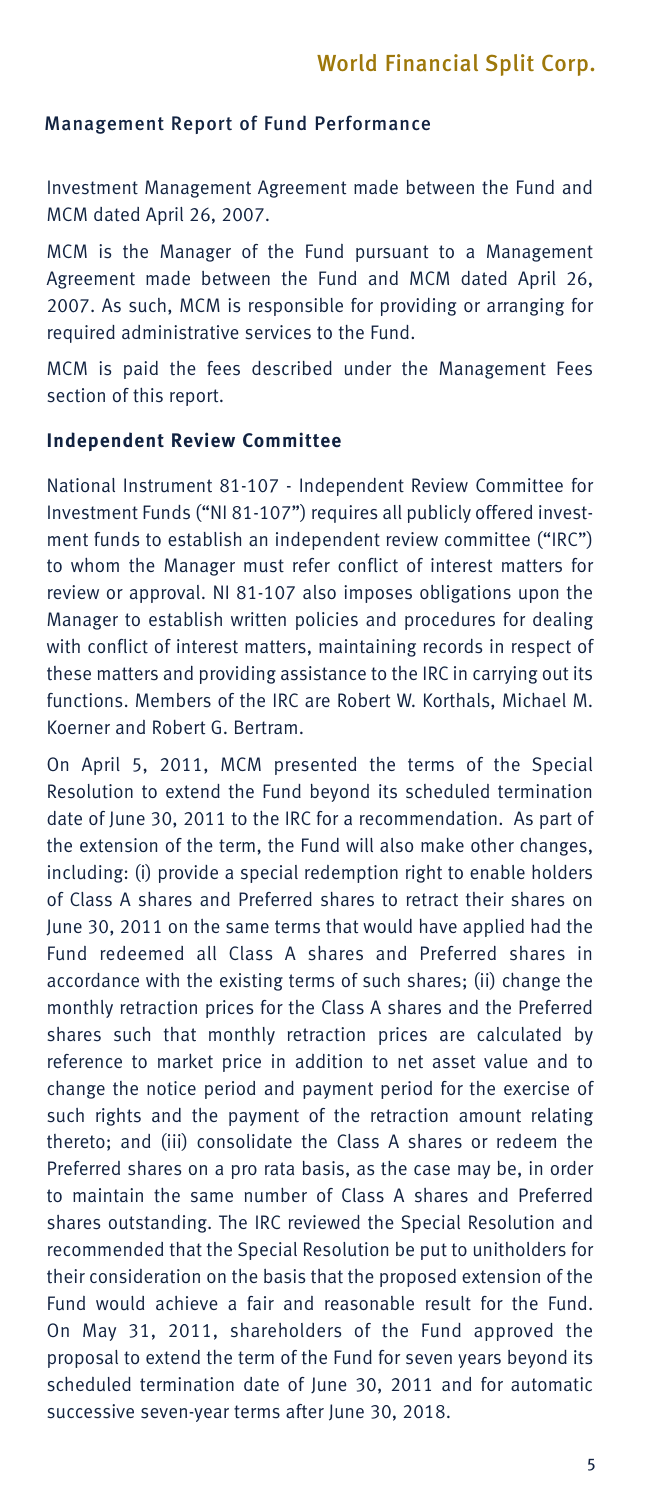## Management Report of Fund Performance

Investment Management Agreement made between the Fund and MCM dated April 26, 2007.

MCM is the Manager of the Fund pursuant to a Management Agreement made between the Fund and MCM dated April 26, 2007. As such, MCM is responsible for providing or arranging for required administrative services to the Fund.

MCM is paid the fees described under the Management Fees section of this report.

### Independent Review Committee

National Instrument 81-107 - Independent Review Committee for Investment Funds ("NI 81-107") requires all publicly offered investment funds to establish an independent review committee ("IRC") to whom the Manager must refer conflict of interest matters for review or approval. NI 81-107 also imposes obligations upon the Manager to establish written policies and procedures for dealing with conflict of interest matters, maintaining records in respect of these matters and providing assistance to the IRC in carrying out its functions. Members of the IRC are Robert W. Korthals, Michael M. Koerner and Robert G. Bertram.

On April 5, 2011, MCM presented the terms of the Special Resolution to extend the Fund beyond its scheduled termination date of June 30, 2011 to the IRC for a recommendation. As part of the extension of the term, the Fund will also make other changes, including: (i) provide a special redemption right to enable holders of Class A shares and Preferred shares to retract their shares on June 30, 2011 on the same terms that would have applied had the Fund redeemed all Class A shares and Preferred shares in accordance with the existing terms of such shares; (ii) change the monthly retraction prices for the Class A shares and the Preferred shares such that monthly retraction prices are calculated by reference to market price in addition to net asset value and to change the notice period and payment period for the exercise of such rights and the payment of the retraction amount relating thereto; and (iii) consolidate the Class A shares or redeem the Preferred shares on a pro rata basis, as the case may be, in order to maintain the same number of Class A shares and Preferred shares outstanding. The IRC reviewed the Special Resolution and recommended that the Special Resolution be put to unitholders for their consideration on the basis that the proposed extension of the Fund would achieve a fair and reasonable result for the Fund. On May 31, 2011, shareholders of the Fund approved the proposal to extend the term of the Fund for seven years beyond its scheduled termination date of June 30, 2011 and for automatic successive seven-year terms after June 30, 2018.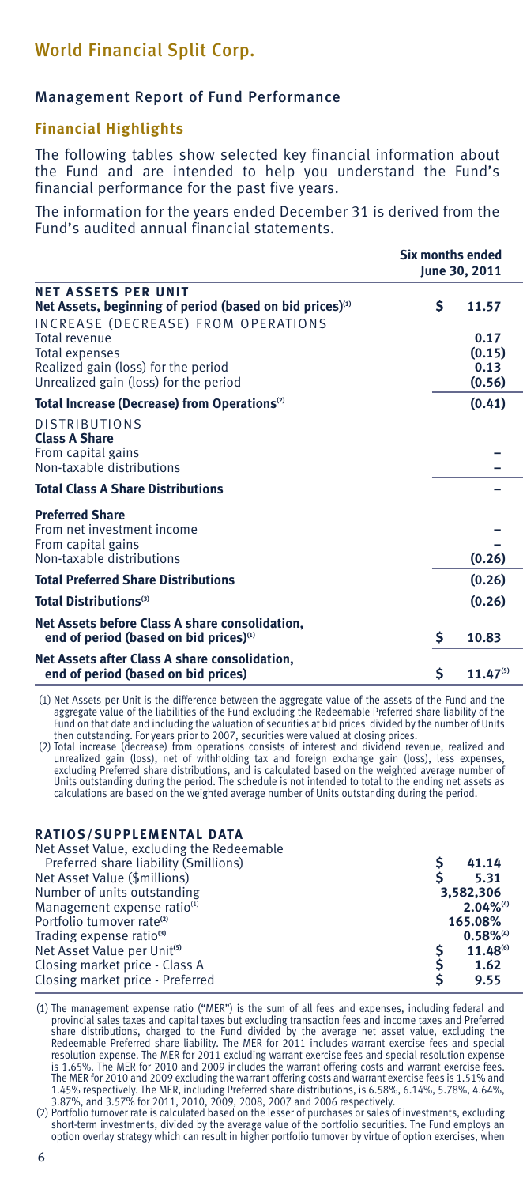# World Financial Split Corp.

## Management Report of Fund Performance

### Financial Highlights

The following tables show selected key financial information about the Fund and are intended to help you understand the Fund's financial performance for the past five years.

The information for the years ended December 31 is derived from the Fund's audited annual financial statements.

| | Six months ended June 30, 2011 |
|---|---|
| **NET ASSETS PER UNIT** | |
| **Net Assets, beginning of period (based on bid prices)[1]** | $ 11.57 |
| INCREASE (DECREASE) FROM OPERATIONS | |
| Total revenue | 0.17 |
| Total expenses | (0.15) |
| Realized gain (loss) for the period | 0.13 |
| Unrealized gain (loss) for the period | (0.56) |
| **Total Increase (Decrease) from Operations[2]** | (0.41) |
| DISTRIBUTIONS | |
| **Class A Share** | |
| From capital gains | – |
| Non-taxable distributions | – |
| **Total Class A Share Distributions** | – |
| **Preferred Share** | |
| From net investment income | – |
| From capital gains | – |
| Non-taxable distributions | (0.26) |
| **Total Preferred Share Distributions** | (0.26) |
| **Total Distributions[3]** | (0.26) |
| **Net Assets before Class A share consolidation, end of period (based on bid prices)[1]** | $ 10.83 |
| **Net Assets after Class A share consolidation, end of period (based on bid prices)** | $ 11.47[5] |

(1) Net Assets per Unit is the difference between the aggregate value of the assets of the Fund and the aggregate value of the liabilities of the Fund excluding the Redeemable Preferred share liability of the Fund on that date and including the valuation of securities at bid prices divided by the number of Units then outstanding. For years prior to 2007, securities were valued at closing prices.

(2) Total increase (decrease) from operations consists of interest and dividend revenue, realized and unrealized gain (loss), net of withholding tax and foreign exchange gain (loss), less expenses, excluding Preferred share distributions, and is calculated based on the weighted average number of Units outstanding during the period. The schedule is not intended to total to the ending net assets as calculations are based on the weighted average number of Units outstanding during the period.

| RATIOS/SUPPLEMENTAL DATA | |
|---|---|
| Net Asset Value, excluding the Redeemable Preferred share liability ($millions) | $ 41.14 |
| Net Asset Value ($millions) | $ 5.31 |
| Number of units outstanding | 3,582,306 |
| Management expense ratio[1] | 2.04%[4] |
| Portfolio turnover rate[2] | 165.08% |
| Trading expense ratio[3] | 0.58%[4] |
| Net Asset Value per Unit[5] | $ 11.48[6] |
| Closing market price - Class A | $ 1.62 |
| Closing market price - Preferred | $ 9.55 |

(1) The management expense ratio ("MER") is the sum of all fees and expenses, including federal and provincial sales taxes and capital taxes but excluding transaction fees and income taxes and Preferred share distributions, charged to the Fund divided by the average net asset value, excluding the Redeemable Preferred share liability. The MER for 2011 includes warrant exercise fees and special resolution expense. The MER for 2011 excluding warrant exercise fees and special resolution expense is 1.65%. The MER for 2010 and 2009 includes the warrant offering costs and warrant exercise fees. The MER for 2010 and 2009 excluding the warrant offering costs and warrant exercise fees is 1.51% and 1.45% respectively. The MER, including Preferred share distributions, is 6.58%, 6.14%, 5.78%, 4.64%, 3.87%, and 3.57% for 2011, 2010, 2009, 2008, 2007 and 2006 respectively.

(2) Portfolio turnover rate is calculated based on the lesser of purchases or sales of investments, excluding short-term investments, divided by the average value of the portfolio securities. The Fund employs an option overlay strategy which can result in higher portfolio turnover by virtue of option exercises, when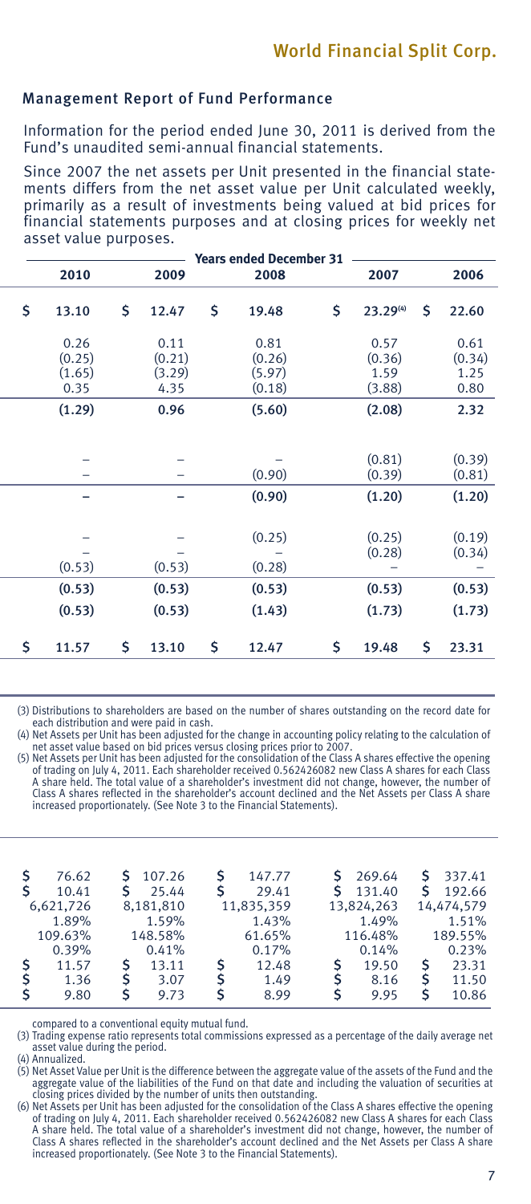## Management Report of Fund Performance

Information for the period ended June 30, 2011 is derived from the Fund's unaudited semi-annual financial statements.

Since 2007 the net assets per Unit presented in the financial statements differs from the net asset value per Unit calculated weekly, primarily as a result of investments being valued at bid prices for financial statements purposes and at closing prices for weekly net asset value purposes.

| Years ended December 31 | | | | |
|---|---|---|---|---|
| 2010 | 2009 | 2008 | 2007 | 2006 |
| $ 13.10 | $ 12.47 | $ 19.48 | $ 23.29[4] | $ 22.60 |
| 0.26 | 0.11 | 0.81 | 0.57 | 0.61 |
| (0.25) | (0.21) | (0.26) | (0.36) | (0.34) |
| (1.65) | (3.29) | (5.97) | 1.59 | 1.25 |
| 0.35 | 4.35 | (0.18) | (3.88) | 0.80 |
| **(1.29)** | **0.96** | **(5.60)** | **(2.08)** | **2.32** |
| – | – | – | (0.81) | (0.39) |
| – | – | (0.90) | (0.39) | (0.81) |
| **–** | **–** | **(0.90)** | **(1.20)** | **(1.20)** |
| – | – | (0.25) | (0.25) | (0.19) |
| – | – | – | (0.28) | (0.34) |
| (0.53) | (0.53) | (0.28) | – | – |
| **(0.53)** | **(0.53)** | **(0.53)** | **(0.53)** | **(0.53)** |
| **(0.53)** | **(0.53)** | **(1.43)** | **(1.73)** | **(1.73)** |
| **$ 11.57** | **$ 13.10** | **$ 12.47** | **$ 19.48** | **$ 23.31** |

(3) Distributions to shareholders are based on the number of shares outstanding on the record date for each distribution and were paid in cash.
(4) Net Assets per Unit has been adjusted for the change in accounting policy relating to the calculation of net asset value based on bid prices versus closing prices prior to 2007.
(5) Net Assets per Unit has been adjusted for the consolidation of the Class A shares effective the opening of trading on July 4, 2011. Each shareholder received 0.562426082 new Class A shares for each Class A share held. The total value of a shareholder's investment did not change, however, the number of Class A shares reflected in the shareholder's account declined and the Net Assets per Class A share increased proportionately. (See Note 3 to the Financial Statements).

| 2010 | 2009 | 2008 | 2007 | 2006 |
|---|---|---|---|---|
| $ 76.62 | $ 107.26 | $ 147.77 | $ 269.64 | $ 337.41 |
| $ 10.41 | $ 25.44 | $ 29.41 | $ 131.40 | $ 192.66 |
| 6,621,726 | 8,181,810 | 11,835,359 | 13,824,263 | 14,474,579 |
| 1.89% | 1.59% | 1.43% | 1.49% | 1.51% |
| 109.63% | 148.58% | 61.65% | 116.48% | 189.55% |
| 0.39% | 0.41% | 0.17% | 0.14% | 0.23% |
| $ 11.57 | $ 13.11 | $ 12.48 | $ 19.50 | $ 23.31 |
| $ 1.36 | $ 3.07 | $ 1.49 | $ 8.16 | $ 11.50 |
| $ 9.80 | $ 9.73 | $ 8.99 | $ 9.95 | $ 10.86 |

compared to a conventional equity mutual fund.
(3) Trading expense ratio represents total commissions expressed as a percentage of the daily average net asset value during the period.
(4) Annualized.
(5) Net Asset Value per Unit is the difference between the aggregate value of the assets of the Fund and the aggregate value of the liabilities of the Fund on that date and including the valuation of securities at closing prices divided by the number of units then outstanding.
(6) Net Assets per Unit has been adjusted for the consolidation of the Class A shares effective the opening of trading on July 4, 2011. Each shareholder received 0.562426082 new Class A shares for each Class A share held. The total value of a shareholder's investment did not change, however, the number of Class A shares reflected in the shareholder's account declined and the Net Assets per Class A share increased proportionately. (See Note 3 to the Financial Statements).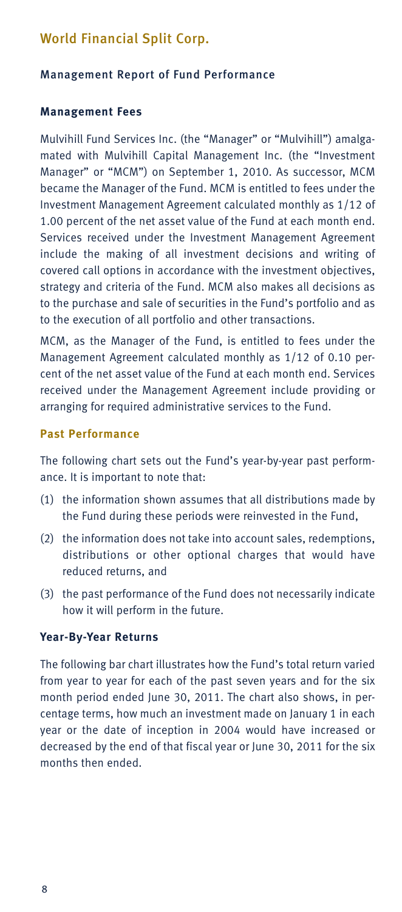## World Financial Split Corp.

### Management Report of Fund Performance

#### Management Fees

Mulvihill Fund Services Inc. (the "Manager" or "Mulvihill") amalgamated with Mulvihill Capital Management Inc. (the "Investment Manager" or "MCM") on September 1, 2010. As successor, MCM became the Manager of the Fund. MCM is entitled to fees under the Investment Management Agreement calculated monthly as 1/12 of 1.00 percent of the net asset value of the Fund at each month end. Services received under the Investment Management Agreement include the making of all investment decisions and writing of covered call options in accordance with the investment objectives, strategy and criteria of the Fund. MCM also makes all decisions as to the purchase and sale of securities in the Fund's portfolio and as to the execution of all portfolio and other transactions.

MCM, as the Manager of the Fund, is entitled to fees under the Management Agreement calculated monthly as 1/12 of 0.10 percent of the net asset value of the Fund at each month end. Services received under the Management Agreement include providing or arranging for required administrative services to the Fund.

#### Past Performance

The following chart sets out the Fund's year-by-year past performance. It is important to note that:

(1) the information shown assumes that all distributions made by the Fund during these periods were reinvested in the Fund,

(2) the information does not take into account sales, redemptions, distributions or other optional charges that would have reduced returns, and

(3) the past performance of the Fund does not necessarily indicate how it will perform in the future.

#### Year-By-Year Returns

The following bar chart illustrates how the Fund's total return varied from year to year for each of the past seven years and for the six month period ended June 30, 2011. The chart also shows, in percentage terms, how much an investment made on January 1 in each year or the date of inception in 2004 would have increased or decreased by the end of that fiscal year or June 30, 2011 for the six months then ended.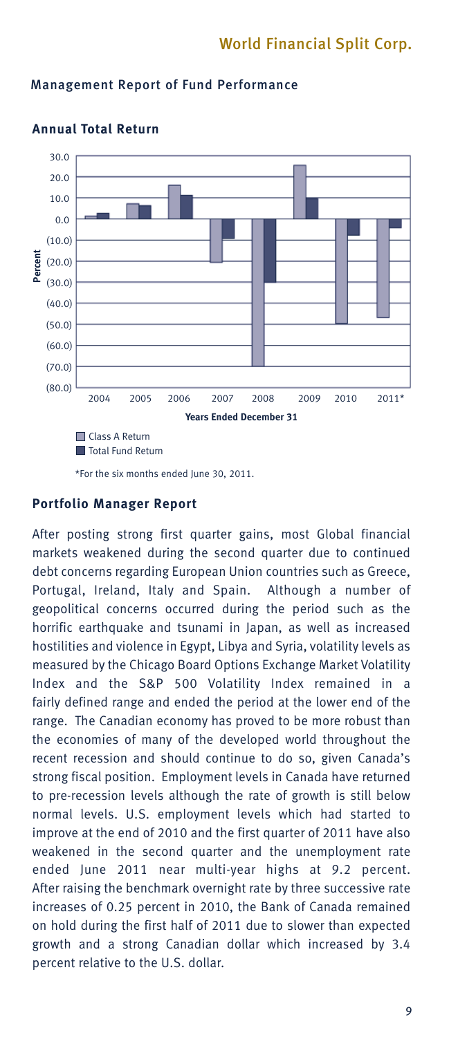## Management Report of Fund Performance

### Annual Total Return

*For the six months ended June 30, 2011.

### Portfolio Manager Report

After posting strong first quarter gains, most Global financial markets weakened during the second quarter due to continued debt concerns regarding European Union countries such as Greece, Portugal, Ireland, Italy and Spain. Although a number of geopolitical concerns occurred during the period such as the horrific earthquake and tsunami in Japan, as well as increased hostilities and violence in Egypt, Libya and Syria, volatility levels as measured by the Chicago Board Options Exchange Market Volatility Index and the S&P 500 Volatility Index remained in a fairly defined range and ended the period at the lower end of the range. The Canadian economy has proved to be more robust than the economies of many of the developed world throughout the recent recession and should continue to do so, given Canada's strong fiscal position. Employment levels in Canada have returned to pre-recession levels although the rate of growth is still below normal levels. U.S. employment levels which had started to improve at the end of 2010 and the first quarter of 2011 have also weakened in the second quarter and the unemployment rate ended June 2011 near multi-year highs at 9.2 percent. After raising the benchmark overnight rate by three successive rate increases of 0.25 percent in 2010, the Bank of Canada remained on hold during the first half of 2011 due to slower than expected growth and a strong Canadian dollar which increased by 3.4 percent relative to the U.S. dollar.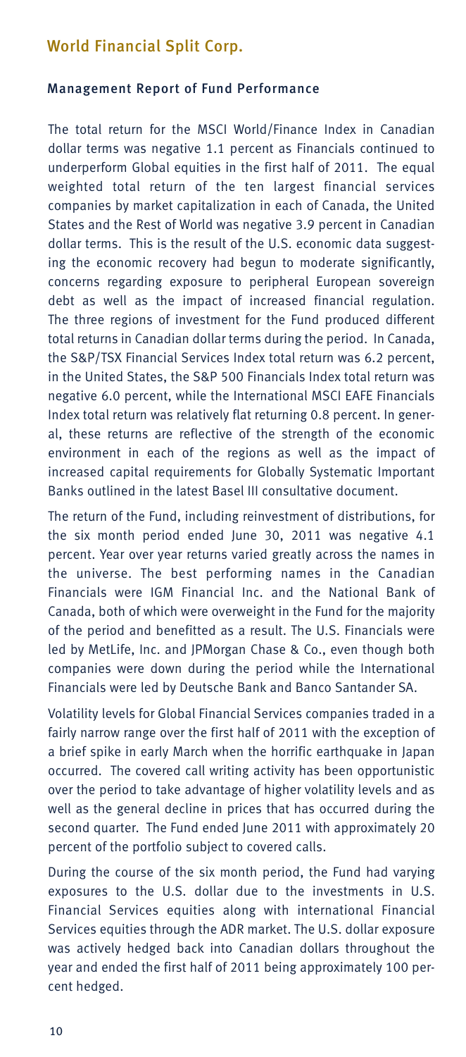## World Financial Split Corp.

### Management Report of Fund Performance

The total return for the MSCI World/Finance Index in Canadian dollar terms was negative 1.1 percent as Financials continued to underperform Global equities in the first half of 2011. The equal weighted total return of the ten largest financial services companies by market capitalization in each of Canada, the United States and the Rest of World was negative 3.9 percent in Canadian dollar terms. This is the result of the U.S. economic data suggesting the economic recovery had begun to moderate significantly, concerns regarding exposure to peripheral European sovereign debt as well as the impact of increased financial regulation. The three regions of investment for the Fund produced different total returns in Canadian dollar terms during the period. In Canada, the S&P/TSX Financial Services Index total return was 6.2 percent, in the United States, the S&P 500 Financials Index total return was negative 6.0 percent, while the International MSCI EAFE Financials Index total return was relatively flat returning 0.8 percent. In general, these returns are reflective of the strength of the economic environment in each of the regions as well as the impact of increased capital requirements for Globally Systematic Important Banks outlined in the latest Basel III consultative document.

The return of the Fund, including reinvestment of distributions, for the six month period ended June 30, 2011 was negative 4.1 percent. Year over year returns varied greatly across the names in the universe. The best performing names in the Canadian Financials were IGM Financial Inc. and the National Bank of Canada, both of which were overweight in the Fund for the majority of the period and benefitted as a result. The U.S. Financials were led by MetLife, Inc. and JPMorgan Chase & Co., even though both companies were down during the period while the International Financials were led by Deutsche Bank and Banco Santander SA.

Volatility levels for Global Financial Services companies traded in a fairly narrow range over the first half of 2011 with the exception of a brief spike in early March when the horrific earthquake in Japan occurred. The covered call writing activity has been opportunistic over the period to take advantage of higher volatility levels and as well as the general decline in prices that has occurred during the second quarter. The Fund ended June 2011 with approximately 20 percent of the portfolio subject to covered calls.

During the course of the six month period, the Fund had varying exposures to the U.S. dollar due to the investments in U.S. Financial Services equities along with international Financial Services equities through the ADR market. The U.S. dollar exposure was actively hedged back into Canadian dollars throughout the year and ended the first half of 2011 being approximately 100 percent hedged.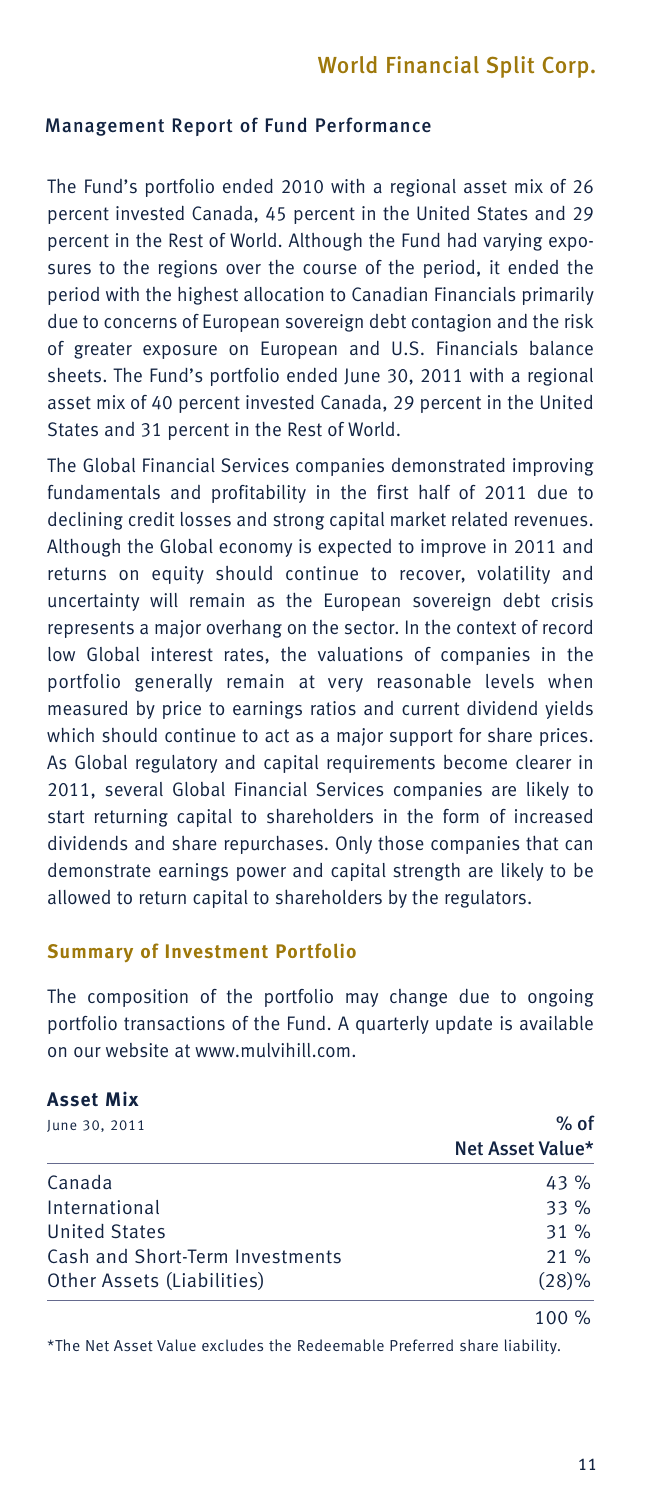## Management Report of Fund Performance

The Fund's portfolio ended 2010 with a regional asset mix of 26 percent invested Canada, 45 percent in the United States and 29 percent in the Rest of World. Although the Fund had varying exposures to the regions over the course of the period, it ended the period with the highest allocation to Canadian Financials primarily due to concerns of European sovereign debt contagion and the risk of greater exposure on European and U.S. Financials balance sheets. The Fund's portfolio ended June 30, 2011 with a regional asset mix of 40 percent invested Canada, 29 percent in the United States and 31 percent in the Rest of World.

The Global Financial Services companies demonstrated improving fundamentals and profitability in the first half of 2011 due to declining credit losses and strong capital market related revenues. Although the Global economy is expected to improve in 2011 and returns on equity should continue to recover, volatility and uncertainty will remain as the European sovereign debt crisis represents a major overhang on the sector. In the context of record low Global interest rates, the valuations of companies in the portfolio generally remain at very reasonable levels when measured by price to earnings ratios and current dividend yields which should continue to act as a major support for share prices. As Global regulatory and capital requirements become clearer in 2011, several Global Financial Services companies are likely to start returning capital to shareholders in the form of increased dividends and share repurchases. Only those companies that can demonstrate earnings power and capital strength are likely to be allowed to return capital to shareholders by the regulators.

### Summary of Investment Portfolio

The composition of the portfolio may change due to ongoing portfolio transactions of the Fund. A quarterly update is available on our website at www.mulvihill.com.

**Asset Mix**

| June 30, 2011 | % of Net Asset Value* |
|---|---|
| Canada | 43 % |
| International | 33 % |
| United States | 31 % |
| Cash and Short-Term Investments | 21 % |
| Other Assets (Liabilities) | (28)% |
| | 100 % |

*The Net Asset Value excludes the Redeemable Preferred share liability.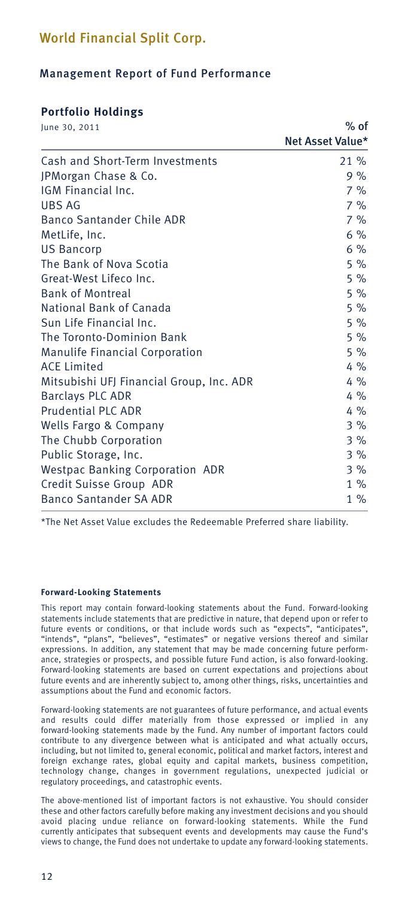# World Financial Split Corp.

## Management Report of Fund Performance

### Portfolio Holdings

| June 30, 2011 | % of Net Asset Value* |
|---|---|
| Cash and Short-Term Investments | 21 % |
| JPMorgan Chase & Co. | 9 % |
| IGM Financial Inc. | 7 % |
| UBS AG | 7 % |
| Banco Santander Chile ADR | 7 % |
| MetLife, Inc. | 6 % |
| US Bancorp | 6 % |
| The Bank of Nova Scotia | 5 % |
| Great-West Lifeco Inc. | 5 % |
| Bank of Montreal | 5 % |
| National Bank of Canada | 5 % |
| Sun Life Financial Inc. | 5 % |
| The Toronto-Dominion Bank | 5 % |
| Manulife Financial Corporation | 5 % |
| ACE Limited | 4 % |
| Mitsubishi UFJ Financial Group, Inc. ADR | 4 % |
| Barclays PLC ADR | 4 % |
| Prudential PLC ADR | 4 % |
| Wells Fargo & Company | 3 % |
| The Chubb Corporation | 3 % |
| Public Storage, Inc. | 3 % |
| Westpac Banking Corporation ADR | 3 % |
| Credit Suisse Group ADR | 1 % |
| Banco Santander SA ADR | 1 % |

*The Net Asset Value excludes the Redeemable Preferred share liability.

**Forward-Looking Statements**

This report may contain forward-looking statements about the Fund. Forward-looking statements include statements that are predictive in nature, that depend upon or refer to future events or conditions, or that include words such as "expects", "anticipates", "intends", "plans", "believes", "estimates" or negative versions thereof and similar expressions. In addition, any statement that may be made concerning future performance, strategies or prospects, and possible future Fund action, is also forward-looking. Forward-looking statements are based on current expectations and projections about future events and are inherently subject to, among other things, risks, uncertainties and assumptions about the Fund and economic factors.

Forward-looking statements are not guarantees of future performance, and actual events and results could differ materially from those expressed or implied in any forward-looking statements made by the Fund. Any number of important factors could contribute to any divergence between what is anticipated and what actually occurs, including, but not limited to, general economic, political and market factors, interest and foreign exchange rates, global equity and capital markets, business competition, technology change, changes in government regulations, unexpected judicial or regulatory proceedings, and catastrophic events.

The above-mentioned list of important factors is not exhaustive. You should consider these and other factors carefully before making any investment decisions and you should avoid placing undue reliance on forward-looking statements. While the Fund currently anticipates that subsequent events and developments may cause the Fund's views to change, the Fund does not undertake to update any forward-looking statements.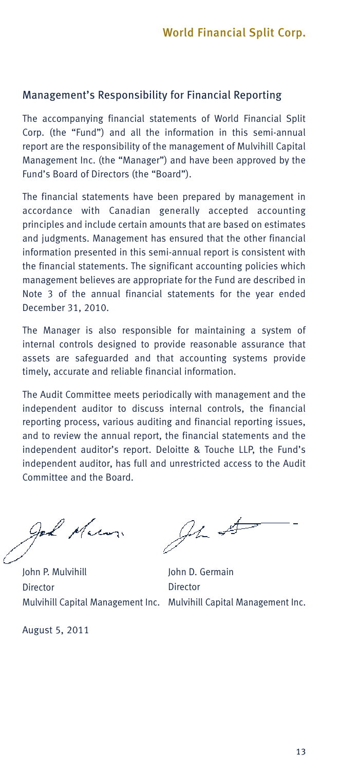## Management's Responsibility for Financial Reporting

The accompanying financial statements of World Financial Split Corp. (the "Fund") and all the information in this semi-annual report are the responsibility of the management of Mulvihill Capital Management Inc. (the "Manager") and have been approved by the Fund's Board of Directors (the "Board").

The financial statements have been prepared by management in accordance with Canadian generally accepted accounting principles and include certain amounts that are based on estimates and judgments. Management has ensured that the other financial information presented in this semi-annual report is consistent with the financial statements. The significant accounting policies which management believes are appropriate for the Fund are described in Note 3 of the annual financial statements for the year ended December 31, 2010.

The Manager is also responsible for maintaining a system of internal controls designed to provide reasonable assurance that assets are safeguarded and that accounting systems provide timely, accurate and reliable financial information.

The Audit Committee meets periodically with management and the independent auditor to discuss internal controls, the financial reporting process, various auditing and financial reporting issues, and to review the annual report, the financial statements and the independent auditor's report. Deloitte & Touche LLP, the Fund's independent auditor, has full and unrestricted access to the Audit Committee and the Board.

| John P. Mulvihill | John D. Germain |
|---|---|
| Director | Director |
| Mulvihill Capital Management Inc. | Mulvihill Capital Management Inc. |

August 5, 2011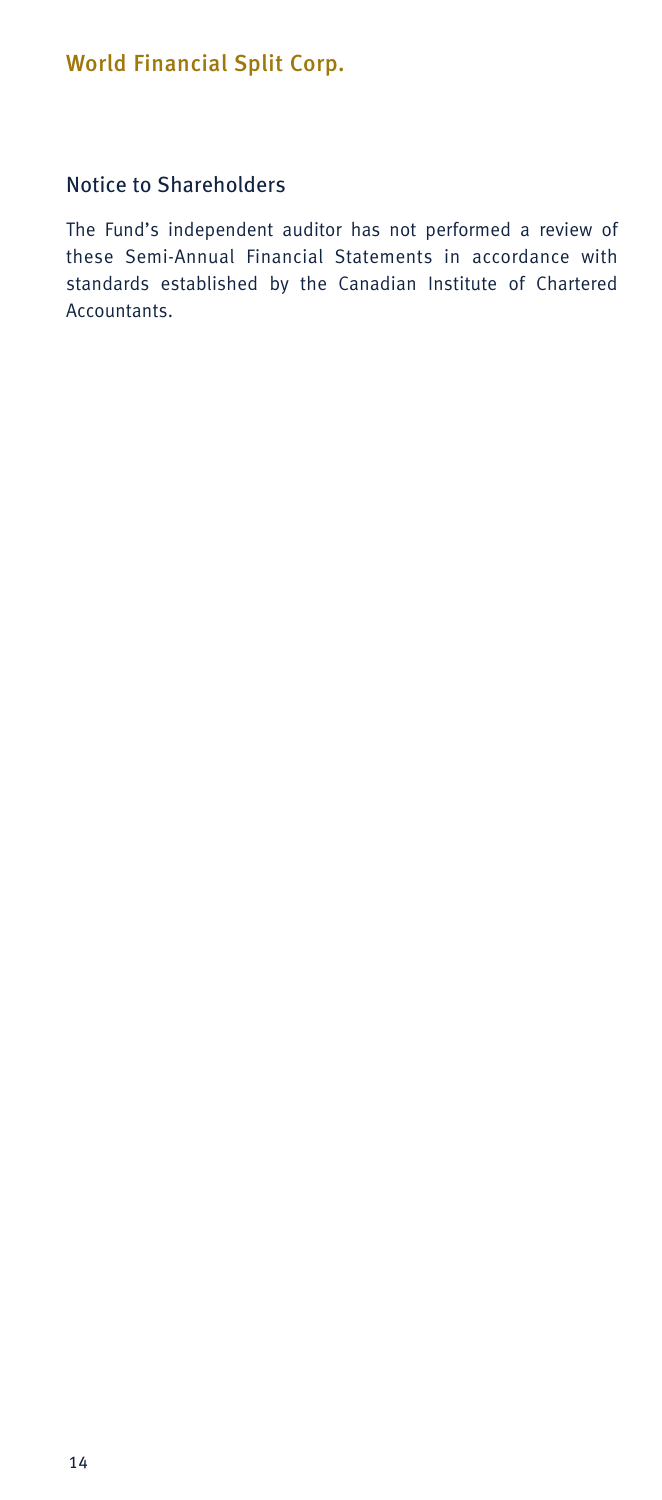## Notice to Shareholders

The Fund's independent auditor has not performed a review of these Semi-Annual Financial Statements in accordance with standards established by the Canadian Institute of Chartered Accountants.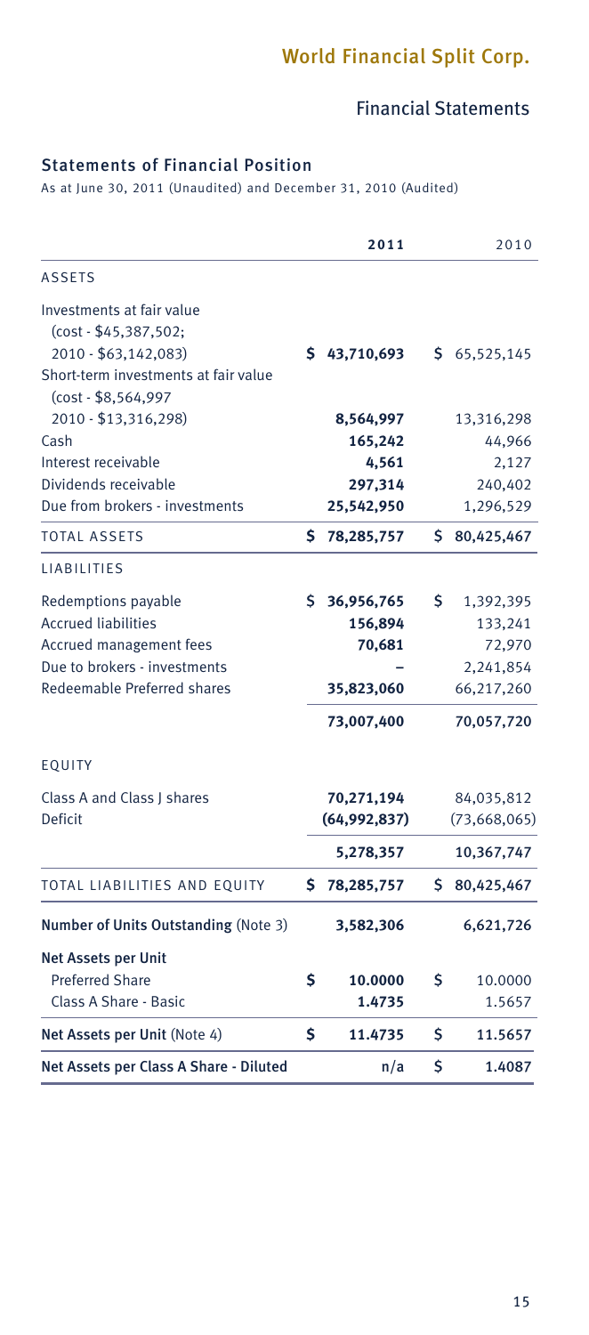# World Financial Split Corp.

## Financial Statements

### Statements of Financial Position

As at June 30, 2011 (Unaudited) and December 31, 2010 (Audited)

| | 2011 | 2010 |
|---|---|---|
| **ASSETS** | | |
| Investments at fair value (cost - $45,387,502; 2010 - $63,142,083) | $ 43,710,693 | $ 65,525,145 |
| Short-term investments at fair value (cost - $8,564,997 2010 - $13,316,298) | 8,564,997 | 13,316,298 |
| Cash | 165,242 | 44,966 |
| Interest receivable | 4,561 | 2,127 |
| Dividends receivable | 297,314 | 240,402 |
| Due from brokers - investments | 25,542,950 | 1,296,529 |
| TOTAL ASSETS | $ 78,285,757 | $ 80,425,467 |
| **LIABILITIES** | | |
| Redemptions payable | $ 36,956,765 | $ 1,392,395 |
| Accrued liabilities | 156,894 | 133,241 |
| Accrued management fees | 70,681 | 72,970 |
| Due to brokers - investments | – | 2,241,854 |
| Redeemable Preferred shares | 35,823,060 | 66,217,260 |
| | 73,007,400 | 70,057,720 |
| **EQUITY** | | |
| Class A and Class J shares | 70,271,194 | 84,035,812 |
| Deficit | (64,992,837) | (73,668,065) |
| | 5,278,357 | 10,367,747 |
| TOTAL LIABILITIES AND EQUITY | $ 78,285,757 | $ 80,425,467 |
| **Number of Units Outstanding** (Note 3) | 3,582,306 | 6,621,726 |
| **Net Assets per Unit** | | |
| Preferred Share | $ 10.0000 | $ 10.0000 |
| Class A Share - Basic | 1.4735 | 1.5657 |
| **Net Assets per Unit** (Note 4) | $ 11.4735 | $ 11.5657 |
| **Net Assets per Class A Share - Diluted** | n/a | $ 1.4087 |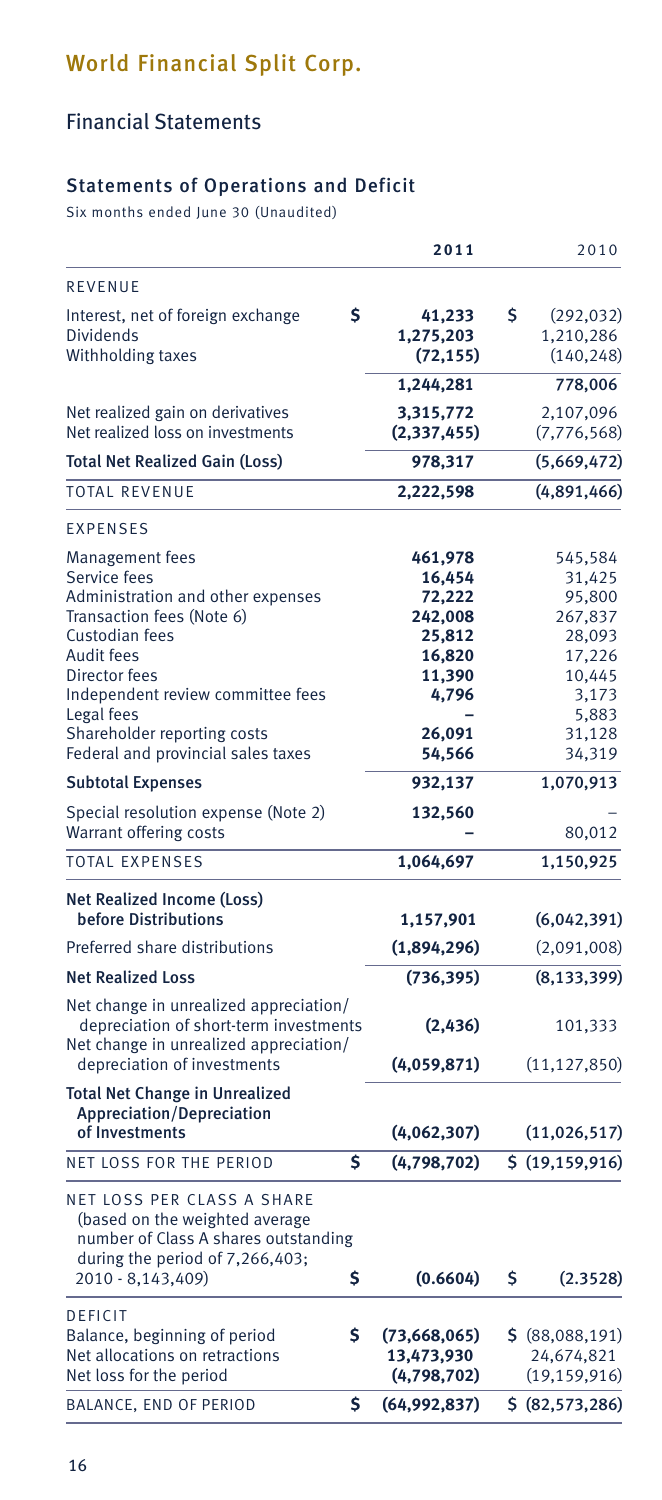# World Financial Split Corp.

## Financial Statements

### Statements of Operations and Deficit

Six months ended June 30 (Unaudited)

| | 2011 | 2010 |
|---|---|---|
| **REVENUE** | | |
| Interest, net of foreign exchange | $ 41,233 | $ (292,032) |
| Dividends | 1,275,203 | 1,210,286 |
| Withholding taxes | (72,155) | (140,248) |
| | 1,244,281 | 778,006 |
| Net realized gain on derivatives | 3,315,772 | 2,107,096 |
| Net realized loss on investments | (2,337,455) | (7,776,568) |
| **Total Net Realized Gain (Loss)** | 978,317 | (5,669,472) |
| **TOTAL REVENUE** | 2,222,598 | (4,891,466) |
| **EXPENSES** | | |
| Management fees | 461,978 | 545,584 |
| Service fees | 16,454 | 31,425 |
| Administration and other expenses | 72,222 | 95,800 |
| Transaction fees (Note 6) | 242,008 | 267,837 |
| Custodian fees | 25,812 | 28,093 |
| Audit fees | 16,820 | 17,226 |
| Director fees | 11,390 | 10,445 |
| Independent review committee fees | 4,796 | 3,173 |
| Legal fees | – | 5,883 |
| Shareholder reporting costs | 26,091 | 31,128 |
| Federal and provincial sales taxes | 54,566 | 34,319 |
| **Subtotal Expenses** | 932,137 | 1,070,913 |
| Special resolution expense (Note 2) | 132,560 | – |
| Warrant offering costs | – | 80,012 |
| **TOTAL EXPENSES** | 1,064,697 | 1,150,925 |
| **Net Realized Income (Loss) before Distributions** | 1,157,901 | (6,042,391) |
| Preferred share distributions | (1,894,296) | (2,091,008) |
| **Net Realized Loss** | (736,395) | (8,133,399) |
| Net change in unrealized appreciation/depreciation of short-term investments | (2,436) | 101,333 |
| Net change in unrealized appreciation/depreciation of investments | (4,059,871) | (11,127,850) |
| **Total Net Change in Unrealized Appreciation/Depreciation of Investments** | (4,062,307) | (11,026,517) |
| **NET LOSS FOR THE PERIOD** | $ (4,798,702) | $ (19,159,916) |
| NET LOSS PER CLASS A SHARE (based on the weighted average number of Class A shares outstanding during the period of 7,266,403; 2010 - 8,143,409) | $ (0.6604) | $ (2.3528) |
| **DEFICIT** | | |
| Balance, beginning of period | $ (73,668,065) | $ (88,088,191) |
| Net allocations on retractions | 13,473,930 | 24,674,821 |
| Net loss for the period | (4,798,702) | (19,159,916) |
| **BALANCE, END OF PERIOD** | $ (64,992,837) | $ (82,573,286) |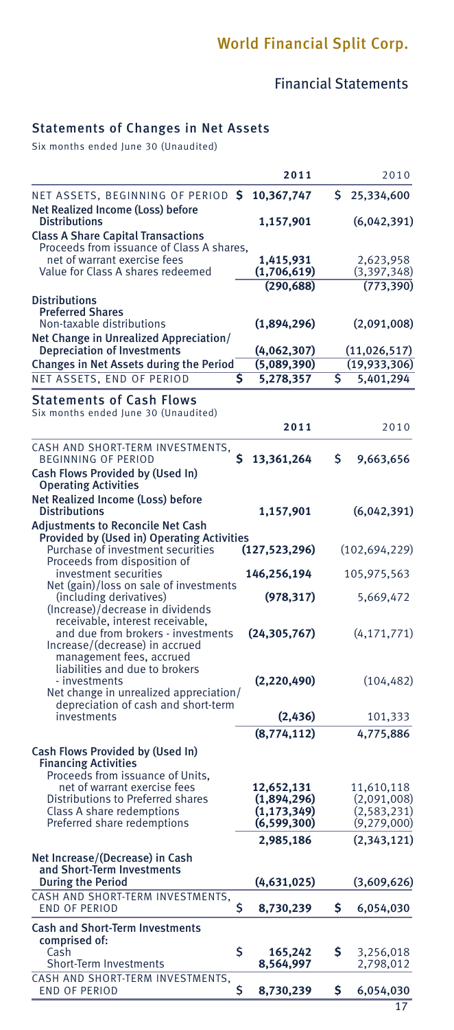# World Financial Split Corp.

## Financial Statements

### Statements of Changes in Net Assets

Six months ended June 30 (Unaudited)

| | 2011 | 2010 |
|---|---|---|
| NET ASSETS, BEGINNING OF PERIOD | $ 10,367,747 | $ 25,334,600 |
| **Net Realized Income (Loss) before Distributions** | 1,157,901 | (6,042,391) |
| **Class A Share Capital Transactions** | | |
| Proceeds from issuance of Class A shares, net of warrant exercise fees | 1,415,931 | 2,623,958 |
| Value for Class A shares redeemed | (1,706,619) | (3,397,348) |
| | (290,688) | (773,390) |
| **Distributions** | | |
| **Preferred Shares** | | |
| Non-taxable distributions | (1,894,296) | (2,091,008) |
| **Net Change in Unrealized Appreciation/ Depreciation of Investments** | (4,062,307) | (11,026,517) |
| **Changes in Net Assets during the Period** | (5,089,390) | (19,933,306) |
| NET ASSETS, END OF PERIOD | $ 5,278,357 | $ 5,401,294 |

### Statements of Cash Flows

Six months ended June 30 (Unaudited)

| | 2011 | 2010 |
|---|---|---|
| CASH AND SHORT-TERM INVESTMENTS, BEGINNING OF PERIOD | $ 13,361,264 | $ 9,663,656 |
| **Cash Flows Provided by (Used In) Operating Activities** | | |
| **Net Realized Income (Loss) before Distributions** | 1,157,901 | (6,042,391) |
| **Adjustments to Reconcile Net Cash Provided by (Used in) Operating Activities** | | |
| Purchase of investment securities | (127,523,296) | (102,694,229) |
| Proceeds from disposition of investment securities | 146,256,194 | 105,975,563 |
| Net (gain)/loss on sale of investments (including derivatives) | (978,317) | 5,669,472 |
| (Increase)/decrease in dividends receivable, interest receivable, and due from brokers - investments | (24,305,767) | (4,171,771) |
| Increase/(decrease) in accrued management fees, accrued liabilities and due to brokers - investments | (2,220,490) | (104,482) |
| Net change in unrealized appreciation/ depreciation of cash and short-term investments | (2,436) | 101,333 |
| | (8,774,112) | 4,775,886 |
| **Cash Flows Provided by (Used In) Financing Activities** | | |
| Proceeds from issuance of Units, net of warrant exercise fees | 12,652,131 | 11,610,118 |
| Distributions to Preferred shares | (1,894,296) | (2,091,008) |
| Class A share redemptions | (1,173,349) | (2,583,231) |
| Preferred share redemptions | (6,599,300) | (9,279,000) |
| | 2,985,186 | (2,343,121) |
| **Net Increase/(Decrease) in Cash and Short-Term Investments During the Period** | (4,631,025) | (3,609,626) |
| CASH AND SHORT-TERM INVESTMENTS, END OF PERIOD | $ 8,730,239 | $ 6,054,030 |
| **Cash and Short-Term Investments comprised of:** | | |
| Cash | $ 165,242 | $ 3,256,018 |
| Short-Term Investments | 8,564,997 | 2,798,012 |
| CASH AND SHORT-TERM INVESTMENTS, END OF PERIOD | $ 8,730,239 | $ 6,054,030 |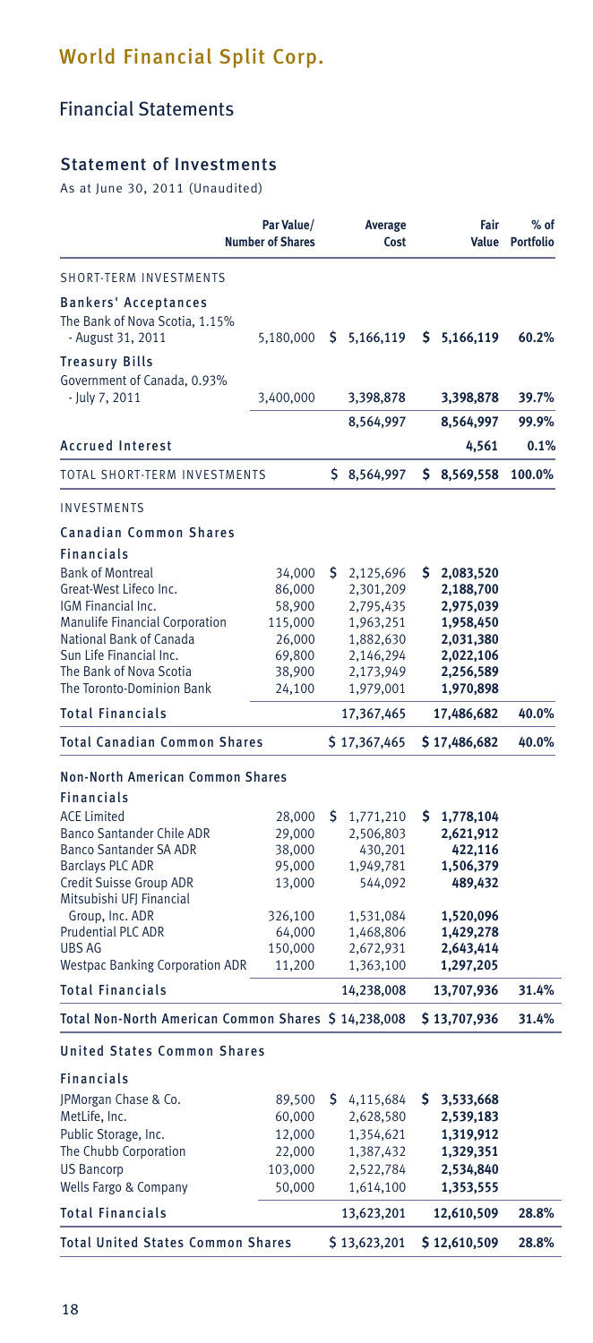# World Financial Split Corp.

## Financial Statements

### Statement of Investments

As at June 30, 2011 (Unaudited)

| | Par Value/ Number of Shares | Average Cost | Fair Value | % of Portfolio |
|---|---|---|---|---|
| SHORT-TERM INVESTMENTS | | | | |
| **Bankers' Acceptances** | | | | |
| The Bank of Nova Scotia, 1.15% - August 31, 2011 | 5,180,000 | $ 5,166,119 | $ 5,166,119 | 60.2% |
| **Treasury Bills** | | | | |
| Government of Canada, 0.93% - July 7, 2011 | 3,400,000 | 3,398,878 | 3,398,878 | 39.7% |
| | | 8,564,997 | 8,564,997 | 99.9% |
| **Accrued Interest** | | | 4,561 | 0.1% |
| TOTAL SHORT-TERM INVESTMENTS | | $ 8,564,997 | $ 8,569,558 | 100.0% |
| INVESTMENTS | | | | |
| **Canadian Common Shares** | | | | |
| **Financials** | | | | |
| Bank of Montreal | 34,000 | $ 2,125,696 | $ 2,083,520 | |
| Great-West Lifeco Inc. | 86,000 | 2,301,209 | 2,188,700 | |
| IGM Financial Inc. | 58,900 | 2,795,435 | 2,975,039 | |
| Manulife Financial Corporation | 115,000 | 1,963,251 | 1,958,450 | |
| National Bank of Canada | 26,000 | 1,882,630 | 2,031,380 | |
| Sun Life Financial Inc. | 69,800 | 2,146,294 | 2,022,106 | |
| The Bank of Nova Scotia | 38,900 | 2,173,949 | 2,256,589 | |
| The Toronto-Dominion Bank | 24,100 | 1,979,001 | 1,970,898 | |
| **Total Financials** | | 17,367,465 | 17,486,682 | 40.0% |
| **Total Canadian Common Shares** | | $ 17,367,465 | $ 17,486,682 | 40.0% |
| **Non-North American Common Shares** | | | | |
| **Financials** | | | | |
| ACE Limited | 28,000 | $ 1,771,210 | $ 1,778,104 | |
| Banco Santander Chile ADR | 29,000 | 2,506,803 | 2,621,912 | |
| Banco Santander SA ADR | 38,000 | 430,201 | 422,116 | |
| Barclays PLC ADR | 95,000 | 1,949,781 | 1,506,379 | |
| Credit Suisse Group ADR | 13,000 | 544,092 | 489,432 | |
| Mitsubishi UFJ Financial Group, Inc. ADR | 326,100 | 1,531,084 | 1,520,096 | |
| Prudential PLC ADR | 64,000 | 1,468,806 | 1,429,278 | |
| UBS AG | 150,000 | 2,672,931 | 2,643,414 | |
| Westpac Banking Corporation ADR | 11,200 | 1,363,100 | 1,297,205 | |
| **Total Financials** | | 14,238,008 | 13,707,936 | 31.4% |
| **Total Non-North American Common Shares** | | $ 14,238,008 | $ 13,707,936 | 31.4% |
| **United States Common Shares** | | | | |
| **Financials** | | | | |
| JPMorgan Chase & Co. | 89,500 | $ 4,115,684 | $ 3,533,668 | |
| MetLife, Inc. | 60,000 | 2,628,580 | 2,539,183 | |
| Public Storage, Inc. | 12,000 | 1,354,621 | 1,319,912 | |
| The Chubb Corporation | 22,000 | 1,387,432 | 1,329,351 | |
| US Bancorp | 103,000 | 2,522,784 | 2,534,840 | |
| Wells Fargo & Company | 50,000 | 1,614,100 | 1,353,555 | |
| **Total Financials** | | 13,623,201 | 12,610,509 | 28.8% |
| **Total United States Common Shares** | | $ 13,623,201 | $ 12,610,509 | 28.8% |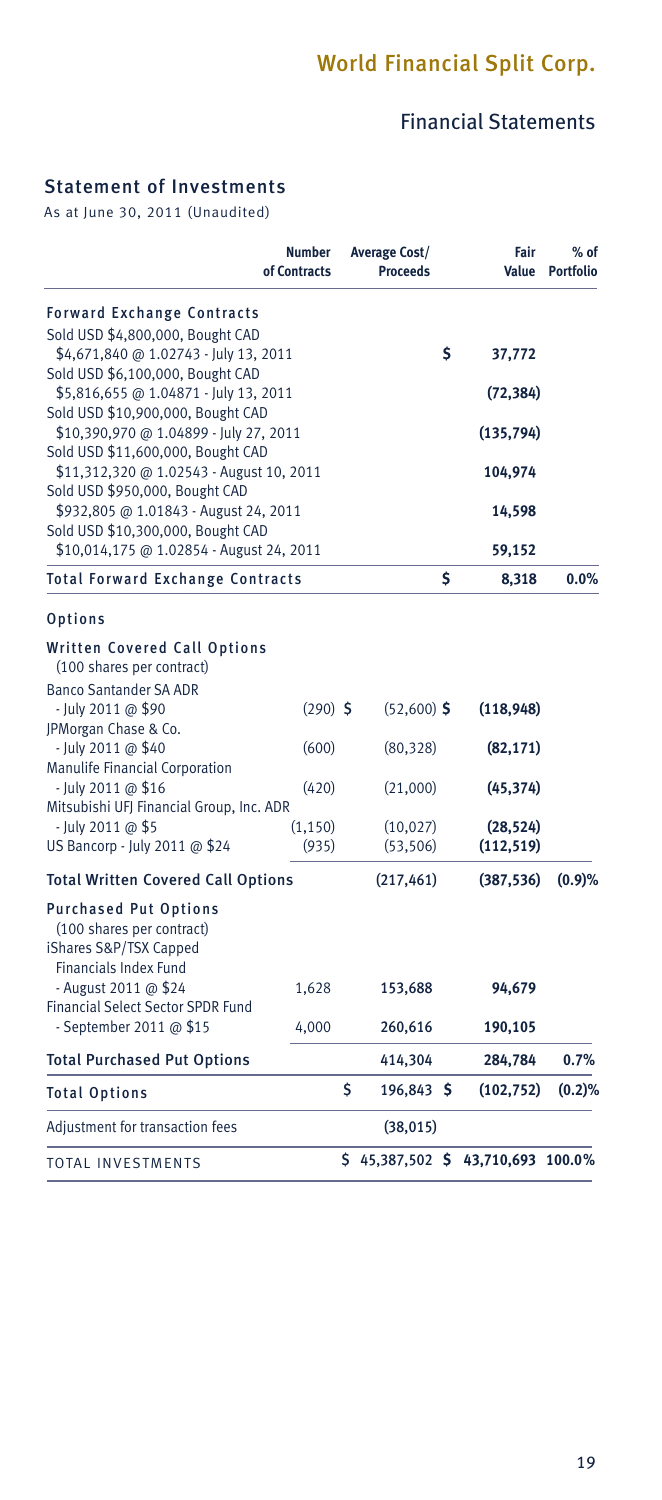# World Financial Split Corp.

## Financial Statements

### Statement of Investments

As at June 30, 2011 (Unaudited)

| | Number of Contracts | Average Cost/ Proceeds | Fair Value | % of Portfolio |
|---|---|---|---|---|
| **Forward Exchange Contracts** | | | | |
| Sold USD $4,800,000, Bought CAD $4,671,840 @ 1.02743 - July 13, 2011 | | | $ 37,772 | |
| Sold USD $6,100,000, Bought CAD $5,816,655 @ 1.04871 - July 13, 2011 | | | (72,384) | |
| Sold USD $10,900,000, Bought CAD $10,390,970 @ 1.04899 - July 27, 2011 | | | (135,794) | |
| Sold USD $11,600,000, Bought CAD $11,312,320 @ 1.02543 - August 10, 2011 | | | 104,974 | |
| Sold USD $950,000, Bought CAD $932,805 @ 1.01843 - August 24, 2011 | | | 14,598 | |
| Sold USD $10,300,000, Bought CAD $10,014,175 @ 1.02854 - August 24, 2011 | | | 59,152 | |
| **Total Forward Exchange Contracts** | | | **$ 8,318** | **0.0%** |
| **Options** | | | | |
| **Written Covered Call Options** (100 shares per contract) | | | | |
| Banco Santander SA ADR - July 2011 @ $90 | (290) | $ (52,600) | $ (118,948) | |
| JPMorgan Chase & Co. - July 2011 @ $40 | (600) | (80,328) | (82,171) | |
| Manulife Financial Corporation - July 2011 @ $16 | (420) | (21,000) | (45,374) | |
| Mitsubishi UFJ Financial Group, Inc. ADR - July 2011 @ $5 | (1,150) | (10,027) | (28,524) | |
| US Bancorp - July 2011 @ $24 | (935) | (53,506) | (112,519) | |
| **Total Written Covered Call Options** | | **(217,461)** | **(387,536)** | **(0.9)%** |
| **Purchased Put Options** (100 shares per contract) | | | | |
| iShares S&P/TSX Capped Financials Index Fund - August 2011 @ $24 | 1,628 | 153,688 | 94,679 | |
| Financial Select Sector SPDR Fund - September 2011 @ $15 | 4,000 | 260,616 | 190,105 | |
| **Total Purchased Put Options** | | **414,304** | **284,784** | **0.7%** |
| **Total Options** | | **$ 196,843** | **$ (102,752)** | **(0.2)%** |
| Adjustment for transaction fees | | (38,015) | | |
| **TOTAL INVESTMENTS** | | **$ 45,387,502** | **$ 43,710,693** | **100.0%** |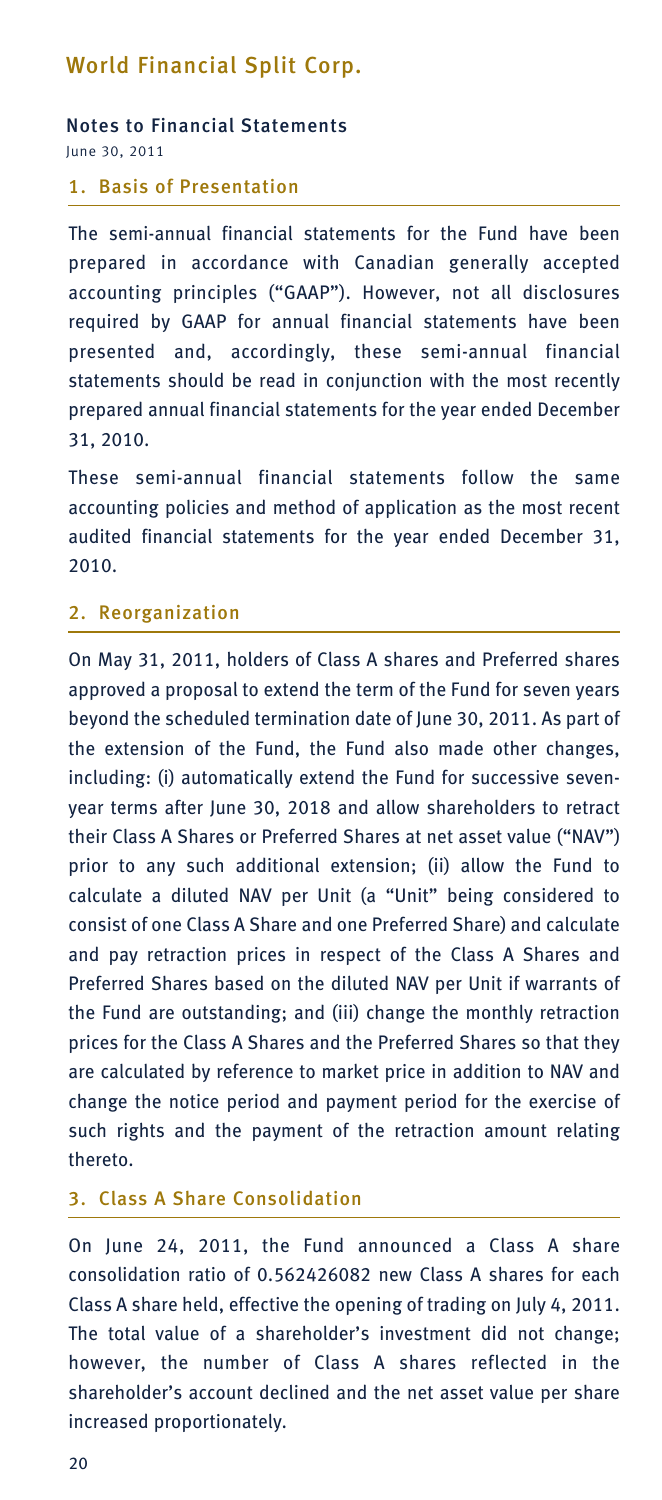# World Financial Split Corp.

## Notes to Financial Statements

June 30, 2011

### 1. Basis of Presentation

The semi-annual financial statements for the Fund have been prepared in accordance with Canadian generally accepted accounting principles ("GAAP"). However, not all disclosures required by GAAP for annual financial statements have been presented and, accordingly, these semi-annual financial statements should be read in conjunction with the most recently prepared annual financial statements for the year ended December 31, 2010.

These semi-annual financial statements follow the same accounting policies and method of application as the most recent audited financial statements for the year ended December 31, 2010.

### 2. Reorganization

On May 31, 2011, holders of Class A shares and Preferred shares approved a proposal to extend the term of the Fund for seven years beyond the scheduled termination date of June 30, 2011. As part of the extension of the Fund, the Fund also made other changes, including: (i) automatically extend the Fund for successive seven-year terms after June 30, 2018 and allow shareholders to retract their Class A Shares or Preferred Shares at net asset value ("NAV") prior to any such additional extension; (ii) allow the Fund to calculate a diluted NAV per Unit (a "Unit" being considered to consist of one Class A Share and one Preferred Share) and calculate and pay retraction prices in respect of the Class A Shares and Preferred Shares based on the diluted NAV per Unit if warrants of the Fund are outstanding; and (iii) change the monthly retraction prices for the Class A Shares and the Preferred Shares so that they are calculated by reference to market price in addition to NAV and change the notice period and payment period for the exercise of such rights and the payment of the retraction amount relating thereto.

### 3. Class A Share Consolidation

On June 24, 2011, the Fund announced a Class A share consolidation ratio of 0.562426082 new Class A shares for each Class A share held, effective the opening of trading on July 4, 2011. The total value of a shareholder's investment did not change; however, the number of Class A shares reflected in the shareholder's account declined and the net asset value per share increased proportionately.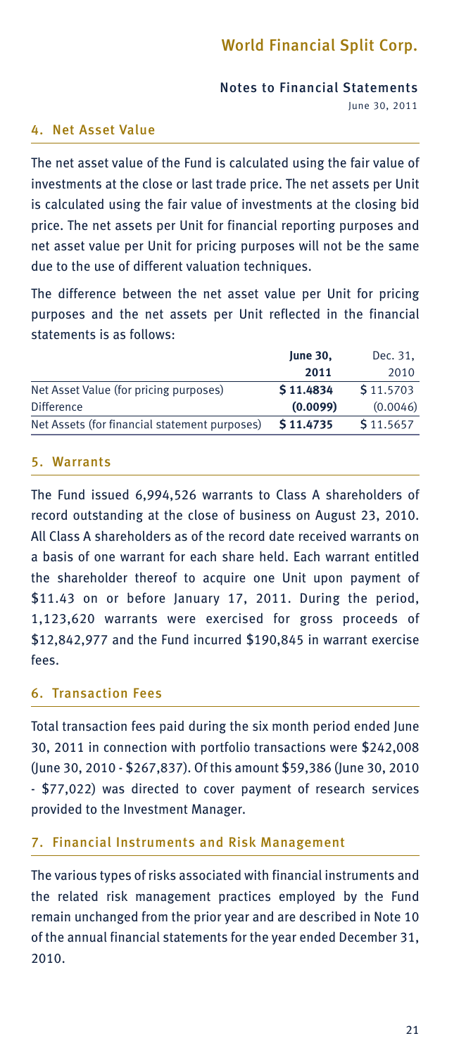# World Financial Split Corp.

## Notes to Financial Statements

June 30, 2011

### 4. Net Asset Value

The net asset value of the Fund is calculated using the fair value of investments at the close or last trade price. The net assets per Unit is calculated using the fair value of investments at the closing bid price. The net assets per Unit for financial reporting purposes and net asset value per Unit for pricing purposes will not be the same due to the use of different valuation techniques.

The difference between the net asset value per Unit for pricing purposes and the net assets per Unit reflected in the financial statements is as follows:

| | **June 30, 2011** | Dec. 31, 2010 |
|---|---|---|
| Net Asset Value (for pricing purposes) | **$ 11.4834** | $ 11.5703 |
| Difference | **(0.0099)** | (0.0046) |
| Net Assets (for financial statement purposes) | **$ 11.4735** | $ 11.5657 |

### 5. Warrants

The Fund issued 6,994,526 warrants to Class A shareholders of record outstanding at the close of business on August 23, 2010. All Class A shareholders as of the record date received warrants on a basis of one warrant for each share held. Each warrant entitled the shareholder thereof to acquire one Unit upon payment of $11.43 on or before January 17, 2011. During the period, 1,123,620 warrants were exercised for gross proceeds of $12,842,977 and the Fund incurred $190,845 in warrant exercise fees.

### 6. Transaction Fees

Total transaction fees paid during the six month period ended June 30, 2011 in connection with portfolio transactions were $242,008 (June 30, 2010 - $267,837). Of this amount $59,386 (June 30, 2010 - $77,022) was directed to cover payment of research services provided to the Investment Manager.

### 7. Financial Instruments and Risk Management

The various types of risks associated with financial instruments and the related risk management practices employed by the Fund remain unchanged from the prior year and are described in Note 10 of the annual financial statements for the year ended December 31, 2010.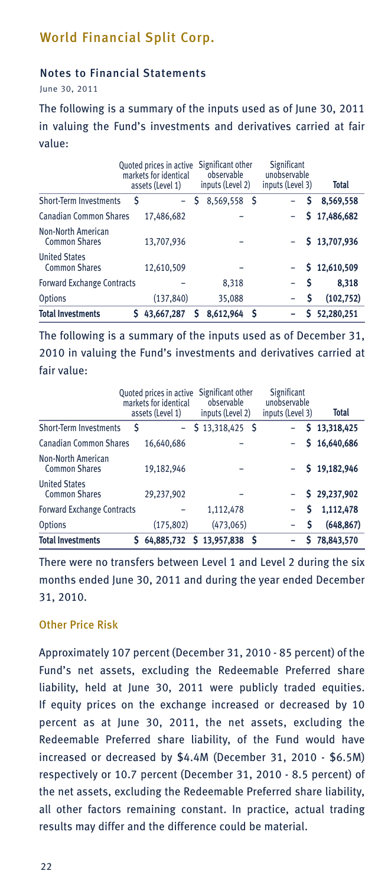## World Financial Split Corp.

### Notes to Financial Statements

June 30, 2011

The following is a summary of the inputs used as of June 30, 2011 in valuing the Fund's investments and derivatives carried at fair value:

| | Quoted prices in active markets for identical assets (Level 1) | Significant other observable inputs (Level 2) | Significant unobservable inputs (Level 3) | Total |
|---|---|---|---|---|
| Short-Term Investments | $ – | $ 8,569,558 | $ – | $ 8,569,558 |
| Canadian Common Shares | 17,486,682 | – | – | $ 17,486,682 |
| Non-North American Common Shares | 13,707,936 | – | – | $ 13,707,936 |
| United States Common Shares | 12,610,509 | – | – | $ 12,610,509 |
| Forward Exchange Contracts | – | 8,318 | – | $ 8,318 |
| Options | (137,840) | 35,088 | – | $ (102,752) |
| **Total Investments** | **$ 43,667,287** | **$ 8,612,964** | **$ –** | **$ 52,280,251** |

The following is a summary of the inputs used as of December 31, 2010 in valuing the Fund's investments and derivatives carried at fair value:

| | Quoted prices in active markets for identical assets (Level 1) | Significant other observable inputs (Level 2) | Significant unobservable inputs (Level 3) | Total |
|---|---|---|---|---|
| Short-Term Investments | $ – | $ 13,318,425 | $ – | $ 13,318,425 |
| Canadian Common Shares | 16,640,686 | – | – | $ 16,640,686 |
| Non-North American Common Shares | 19,182,946 | – | – | $ 19,182,946 |
| United States Common Shares | 29,237,902 | – | – | $ 29,237,902 |
| Forward Exchange Contracts | – | 1,112,478 | – | $ 1,112,478 |
| Options | (175,802) | (473,065) | – | $ (648,867) |
| **Total Investments** | **$ 64,885,732** | **$ 13,957,838** | **$ –** | **$ 78,843,570** |

There were no transfers between Level 1 and Level 2 during the six months ended June 30, 2011 and during the year ended December 31, 2010.

### Other Price Risk

Approximately 107 percent (December 31, 2010 - 85 percent) of the Fund's net assets, excluding the Redeemable Preferred share liability, held at June 30, 2011 were publicly traded equities. If equity prices on the exchange increased or decreased by 10 percent as at June 30, 2011, the net assets, excluding the Redeemable Preferred share liability, of the Fund would have increased or decreased by $4.4M (December 31, 2010 - $6.5M) respectively or 10.7 percent (December 31, 2010 - 8.5 percent) of the net assets, excluding the Redeemable Preferred share liability, all other factors remaining constant. In practice, actual trading results may differ and the difference could be material.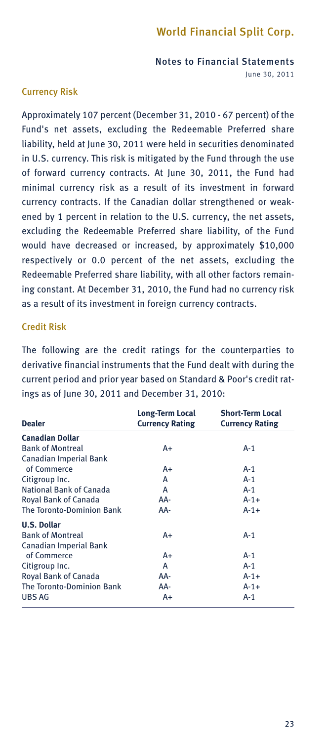### Currency Risk

Approximately 107 percent (December 31, 2010 - 67 percent) of the Fund's net assets, excluding the Redeemable Preferred share liability, held at June 30, 2011 were held in securities denominated in U.S. currency. This risk is mitigated by the Fund through the use of forward currency contracts. At June 30, 2011, the Fund had minimal currency risk as a result of its investment in forward currency contracts. If the Canadian dollar strengthened or weakened by 1 percent in relation to the U.S. currency, the net assets, excluding the Redeemable Preferred share liability, of the Fund would have decreased or increased, by approximately $10,000 respectively or 0.0 percent of the net assets, excluding the Redeemable Preferred share liability, with all other factors remaining constant. At December 31, 2010, the Fund had no currency risk as a result of its investment in foreign currency contracts.

### Credit Risk

The following are the credit ratings for the counterparties to derivative financial instruments that the Fund dealt with during the current period and prior year based on Standard & Poor's credit ratings as of June 30, 2011 and December 31, 2010:

| Dealer | Long-Term Local Currency Rating | Short-Term Local Currency Rating |
|---|---|---|
| **Canadian Dollar** | | |
| Bank of Montreal | A+ | A-1 |
| Canadian Imperial Bank of Commerce | A+ | A-1 |
| Citigroup Inc. | A | A-1 |
| National Bank of Canada | A | A-1 |
| Royal Bank of Canada | AA- | A-1+ |
| The Toronto-Dominion Bank | AA- | A-1+ |
| **U.S. Dollar** | | |
| Bank of Montreal | A+ | A-1 |
| Canadian Imperial Bank of Commerce | A+ | A-1 |
| Citigroup Inc. | A | A-1 |
| Royal Bank of Canada | AA- | A-1+ |
| The Toronto-Dominion Bank | AA- | A-1+ |
| UBS AG | A+ | A-1 |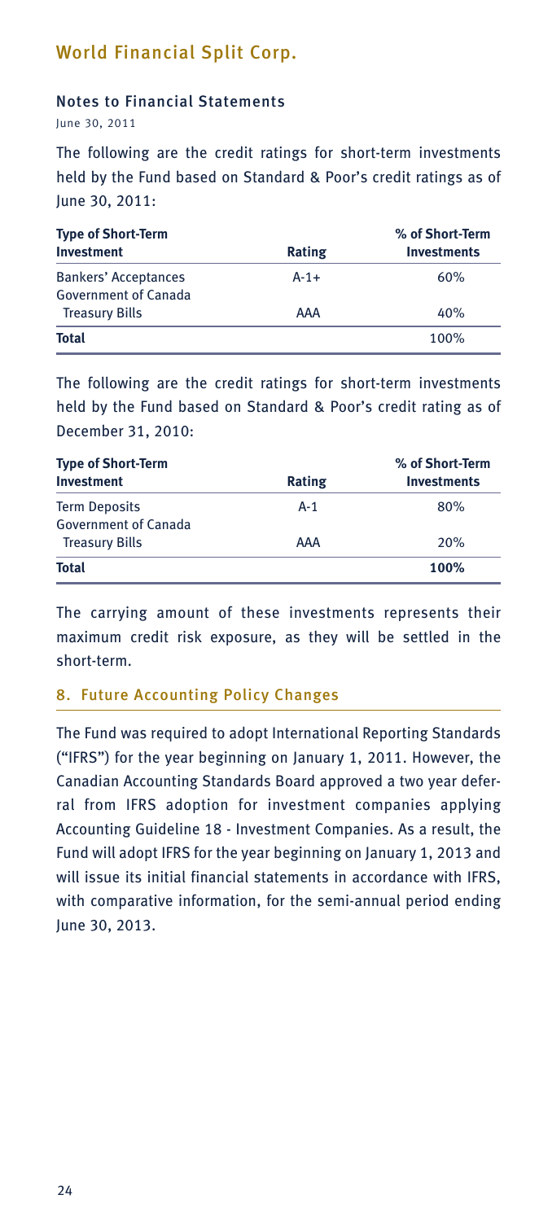## Notes to Financial Statements

June 30, 2011

The following are the credit ratings for short-term investments held by the Fund based on Standard & Poor's credit ratings as of June 30, 2011:

| Type of Short-Term Investment | Rating | % of Short-Term Investments |
|---|---|---|
| Bankers' Acceptances | A-1+ | 60% |
| Government of Canada Treasury Bills | AAA | 40% |
| **Total** | | 100% |

The following are the credit ratings for short-term investments held by the Fund based on Standard & Poor's credit rating as of December 31, 2010:

| Type of Short-Term Investment | Rating | % of Short-Term Investments |
|---|---|---|
| Term Deposits | A-1 | 80% |
| Government of Canada Treasury Bills | AAA | 20% |
| **Total** | | **100%** |

The carrying amount of these investments represents their maximum credit risk exposure, as they will be settled in the short-term.

## 8. Future Accounting Policy Changes

The Fund was required to adopt International Reporting Standards ("IFRS") for the year beginning on January 1, 2011. However, the Canadian Accounting Standards Board approved a two year deferral from IFRS adoption for investment companies applying Accounting Guideline 18 - Investment Companies. As a result, the Fund will adopt IFRS for the year beginning on January 1, 2013 and will issue its initial financial statements in accordance with IFRS, with comparative information, for the semi-annual period ending June 30, 2013.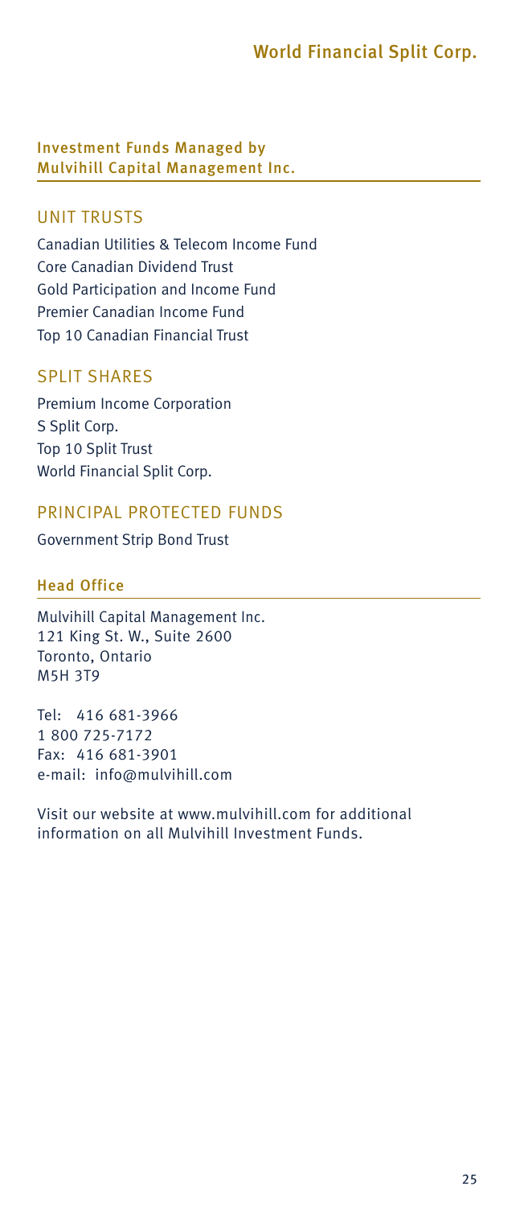## Investment Funds Managed by Mulvihill Capital Management Inc.

### UNIT TRUSTS

Canadian Utilities & Telecom Income Fund
Core Canadian Dividend Trust
Gold Participation and Income Fund
Premier Canadian Income Fund
Top 10 Canadian Financial Trust

### SPLIT SHARES

Premium Income Corporation
S Split Corp.
Top 10 Split Trust
World Financial Split Corp.

### PRINCIPAL PROTECTED FUNDS

Government Strip Bond Trust

## Head Office

Mulvihill Capital Management Inc.
121 King St. W., Suite 2600
Toronto, Ontario
M5H 3T9

Tel: 416 681-3966
1 800 725-7172
Fax: 416 681-3901
e-mail: info@mulvihill.com

Visit our website at www.mulvihill.com for additional information on all Mulvihill Investment Funds.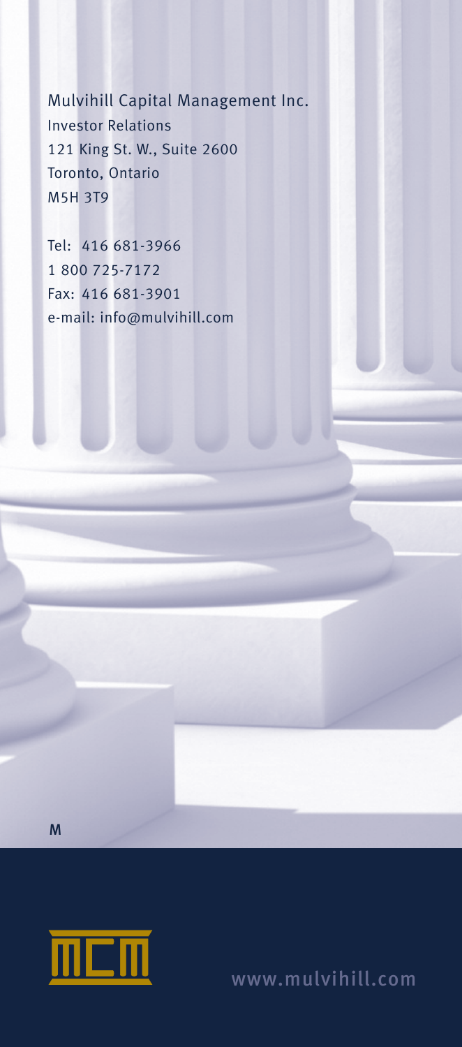Mulvihill Capital Management Inc.
Investor Relations
121 King St. W., Suite 2600
Toronto, Ontario
M5H 3T9

Tel: 416 681-3966
1 800 725-7172
Fax: 416 681-3901
e-mail: info@mulvihill.com

M

MCM

www.mulvihill.com